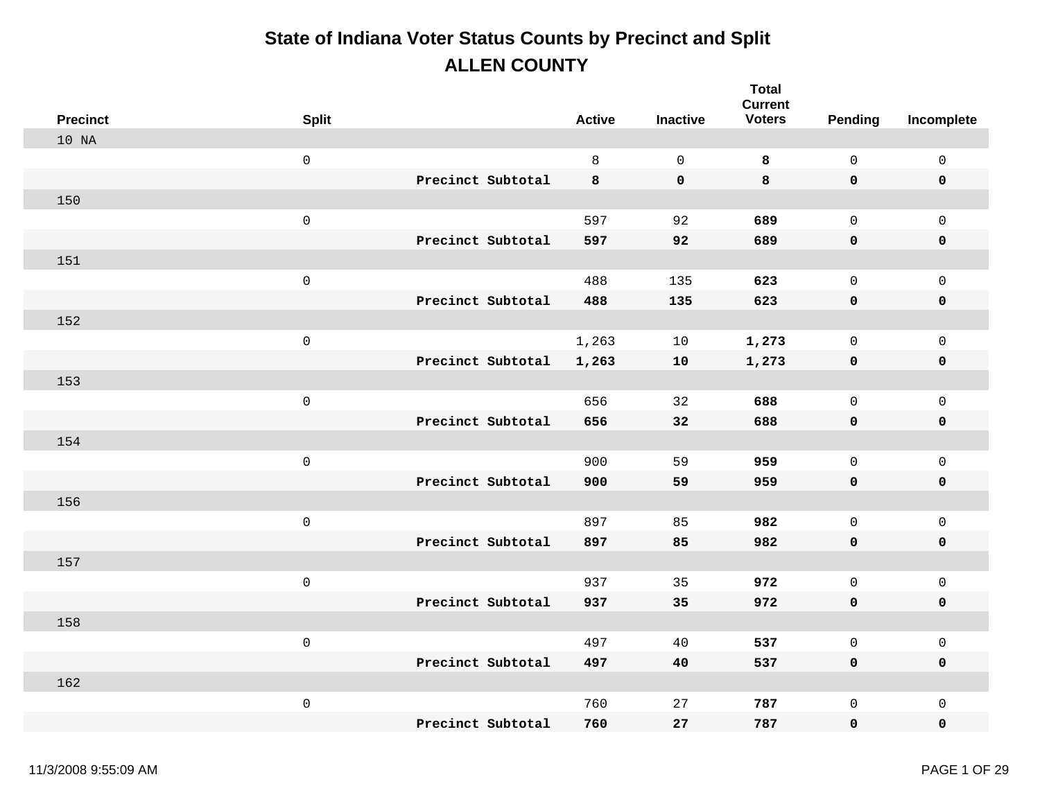# State of Indiana Voter Status Counts by Precinct and Split

## ALLEN COUNTY

| Precinct | Split | | Active | Inactive | Total Current Voters | Pending | Incomplete |
|---|---|---|---|---|---|---|---|
| 10 NA | | | | | | | |
| | 0 | | 8 | 0 | **8** | 0 | 0 |
| | | **Precinct Subtotal** | **8** | **0** | **8** | **0** | **0** |
| 150 | | | | | | | |
| | 0 | | 597 | 92 | **689** | 0 | 0 |
| | | **Precinct Subtotal** | **597** | **92** | **689** | **0** | **0** |
| 151 | | | | | | | |
| | 0 | | 488 | 135 | **623** | 0 | 0 |
| | | **Precinct Subtotal** | **488** | **135** | **623** | **0** | **0** |
| 152 | | | | | | | |
| | 0 | | 1,263 | 10 | **1,273** | 0 | 0 |
| | | **Precinct Subtotal** | **1,263** | **10** | **1,273** | **0** | **0** |
| 153 | | | | | | | |
| | 0 | | 656 | 32 | **688** | 0 | 0 |
| | | **Precinct Subtotal** | **656** | **32** | **688** | **0** | **0** |
| 154 | | | | | | | |
| | 0 | | 900 | 59 | **959** | 0 | 0 |
| | | **Precinct Subtotal** | **900** | **59** | **959** | **0** | **0** |
| 156 | | | | | | | |
| | 0 | | 897 | 85 | **982** | 0 | 0 |
| | | **Precinct Subtotal** | **897** | **85** | **982** | **0** | **0** |
| 157 | | | | | | | |
| | 0 | | 937 | 35 | **972** | 0 | 0 |
| | | **Precinct Subtotal** | **937** | **35** | **972** | **0** | **0** |
| 158 | | | | | | | |
| | 0 | | 497 | 40 | **537** | 0 | 0 |
| | | **Precinct Subtotal** | **497** | **40** | **537** | **0** | **0** |
| 162 | | | | | | | |
| | 0 | | 760 | 27 | **787** | 0 | 0 |
| | | **Precinct Subtotal** | **760** | **27** | **787** | **0** | **0** |

11/3/2008 9:55:09 AM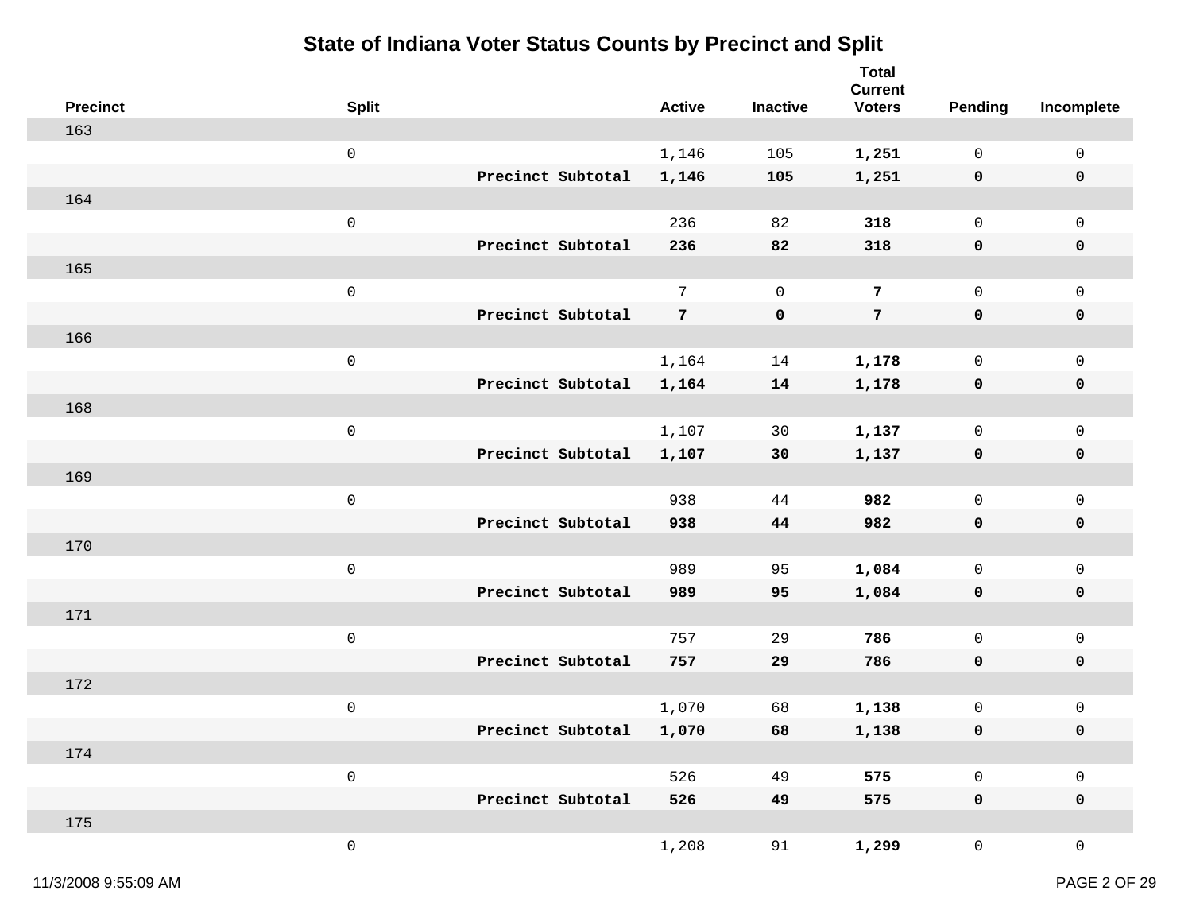# State of Indiana Voter Status Counts by Precinct and Split

| Precinct | Split | | Active | Inactive | Total Current Voters | Pending | Incomplete |
|---|---|---|---|---|---|---|---|
| 163 | | | | | | | |
| | 0 | | 1,146 | 105 | **1,251** | 0 | 0 |
| | | **Precinct Subtotal** | **1,146** | **105** | **1,251** | **0** | **0** |
| 164 | | | | | | | |
| | 0 | | 236 | 82 | **318** | 0 | 0 |
| | | **Precinct Subtotal** | **236** | **82** | **318** | **0** | **0** |
| 165 | | | | | | | |
| | 0 | | 7 | 0 | **7** | 0 | 0 |
| | | **Precinct Subtotal** | **7** | **0** | **7** | **0** | **0** |
| 166 | | | | | | | |
| | 0 | | 1,164 | 14 | **1,178** | 0 | 0 |
| | | **Precinct Subtotal** | **1,164** | **14** | **1,178** | **0** | **0** |
| 168 | | | | | | | |
| | 0 | | 1,107 | 30 | **1,137** | 0 | 0 |
| | | **Precinct Subtotal** | **1,107** | **30** | **1,137** | **0** | **0** |
| 169 | | | | | | | |
| | 0 | | 938 | 44 | **982** | 0 | 0 |
| | | **Precinct Subtotal** | **938** | **44** | **982** | **0** | **0** |
| 170 | | | | | | | |
| | 0 | | 989 | 95 | **1,084** | 0 | 0 |
| | | **Precinct Subtotal** | **989** | **95** | **1,084** | **0** | **0** |
| 171 | | | | | | | |
| | 0 | | 757 | 29 | **786** | 0 | 0 |
| | | **Precinct Subtotal** | **757** | **29** | **786** | **0** | **0** |
| 172 | | | | | | | |
| | 0 | | 1,070 | 68 | **1,138** | 0 | 0 |
| | | **Precinct Subtotal** | **1,070** | **68** | **1,138** | **0** | **0** |
| 174 | | | | | | | |
| | 0 | | 526 | 49 | **575** | 0 | 0 |
| | | **Precinct Subtotal** | **526** | **49** | **575** | **0** | **0** |
| 175 | | | | | | | |
| | 0 | | 1,208 | 91 | **1,299** | 0 | 0 |

11/3/2008 9:55:09 AM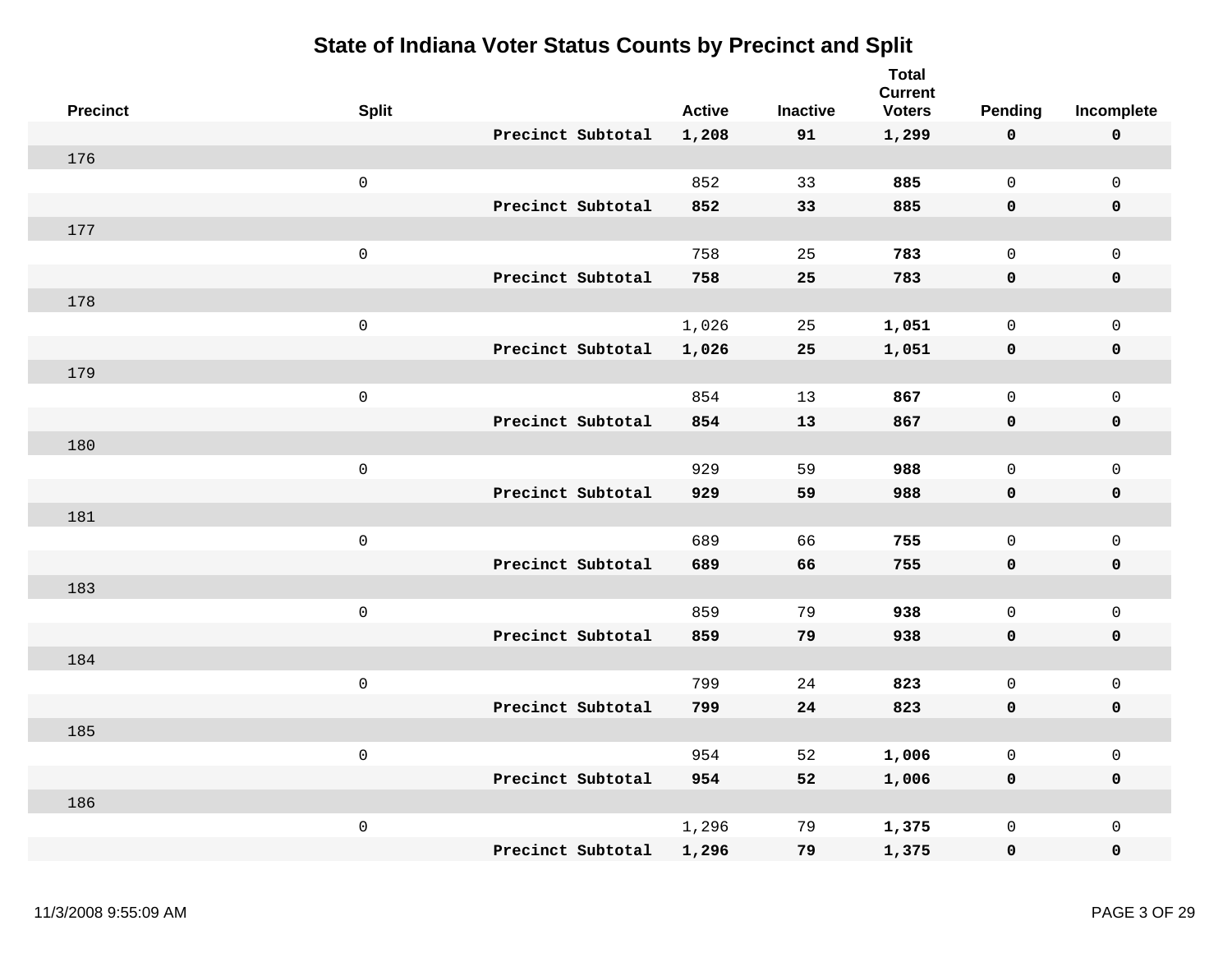# State of Indiana Voter Status Counts by Precinct and Split

| Precinct | Split | | Active | Inactive | Total Current Voters | Pending | Incomplete |
|---|---|---|---|---|---|---|---|
| | | **Precinct Subtotal** | **1,208** | **91** | **1,299** | **0** | **0** |
| 176 | | | | | | | |
| | 0 | | 852 | 33 | **885** | 0 | 0 |
| | | **Precinct Subtotal** | **852** | **33** | **885** | **0** | **0** |
| 177 | | | | | | | |
| | 0 | | 758 | 25 | **783** | 0 | 0 |
| | | **Precinct Subtotal** | **758** | **25** | **783** | **0** | **0** |
| 178 | | | | | | | |
| | 0 | | 1,026 | 25 | **1,051** | 0 | 0 |
| | | **Precinct Subtotal** | **1,026** | **25** | **1,051** | **0** | **0** |
| 179 | | | | | | | |
| | 0 | | 854 | 13 | **867** | 0 | 0 |
| | | **Precinct Subtotal** | **854** | **13** | **867** | **0** | **0** |
| 180 | | | | | | | |
| | 0 | | 929 | 59 | **988** | 0 | 0 |
| | | **Precinct Subtotal** | **929** | **59** | **988** | **0** | **0** |
| 181 | | | | | | | |
| | 0 | | 689 | 66 | **755** | 0 | 0 |
| | | **Precinct Subtotal** | **689** | **66** | **755** | **0** | **0** |
| 183 | | | | | | | |
| | 0 | | 859 | 79 | **938** | 0 | 0 |
| | | **Precinct Subtotal** | **859** | **79** | **938** | **0** | **0** |
| 184 | | | | | | | |
| | 0 | | 799 | 24 | **823** | 0 | 0 |
| | | **Precinct Subtotal** | **799** | **24** | **823** | **0** | **0** |
| 185 | | | | | | | |
| | 0 | | 954 | 52 | **1,006** | 0 | 0 |
| | | **Precinct Subtotal** | **954** | **52** | **1,006** | **0** | **0** |
| 186 | | | | | | | |
| | 0 | | 1,296 | 79 | **1,375** | 0 | 0 |
| | | **Precinct Subtotal** | **1,296** | **79** | **1,375** | **0** | **0** |

11/3/2008 9:55:09 AM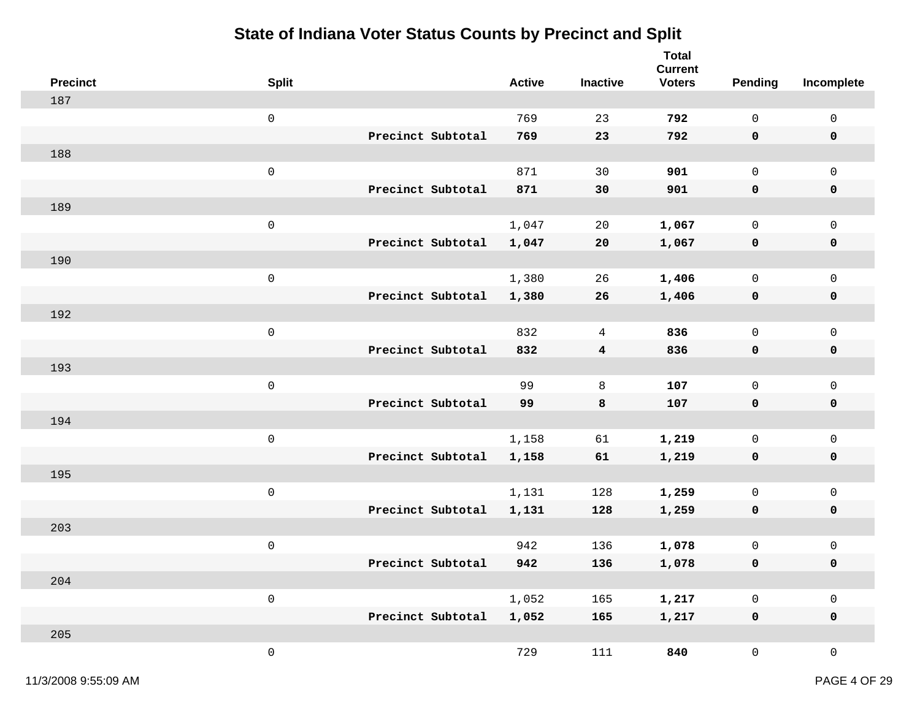# State of Indiana Voter Status Counts by Precinct and Split

| Precinct | Split | | Active | Inactive | Total Current Voters | Pending | Incomplete |
|---|---|---|---|---|---|---|---|
| 187 | | | | | | | |
| | 0 | | 769 | 23 | **792** | 0 | 0 |
| | | **Precinct Subtotal** | **769** | **23** | **792** | **0** | **0** |
| 188 | | | | | | | |
| | 0 | | 871 | 30 | **901** | 0 | 0 |
| | | **Precinct Subtotal** | **871** | **30** | **901** | **0** | **0** |
| 189 | | | | | | | |
| | 0 | | 1,047 | 20 | **1,067** | 0 | 0 |
| | | **Precinct Subtotal** | **1,047** | **20** | **1,067** | **0** | **0** |
| 190 | | | | | | | |
| | 0 | | 1,380 | 26 | **1,406** | 0 | 0 |
| | | **Precinct Subtotal** | **1,380** | **26** | **1,406** | **0** | **0** |
| 192 | | | | | | | |
| | 0 | | 832 | 4 | **836** | 0 | 0 |
| | | **Precinct Subtotal** | **832** | **4** | **836** | **0** | **0** |
| 193 | | | | | | | |
| | 0 | | 99 | 8 | **107** | 0 | 0 |
| | | **Precinct Subtotal** | **99** | **8** | **107** | **0** | **0** |
| 194 | | | | | | | |
| | 0 | | 1,158 | 61 | **1,219** | 0 | 0 |
| | | **Precinct Subtotal** | **1,158** | **61** | **1,219** | **0** | **0** |
| 195 | | | | | | | |
| | 0 | | 1,131 | 128 | **1,259** | 0 | 0 |
| | | **Precinct Subtotal** | **1,131** | **128** | **1,259** | **0** | **0** |
| 203 | | | | | | | |
| | 0 | | 942 | 136 | **1,078** | 0 | 0 |
| | | **Precinct Subtotal** | **942** | **136** | **1,078** | **0** | **0** |
| 204 | | | | | | | |
| | 0 | | 1,052 | 165 | **1,217** | 0 | 0 |
| | | **Precinct Subtotal** | **1,052** | **165** | **1,217** | **0** | **0** |
| 205 | | | | | | | |
| | 0 | | 729 | 111 | **840** | 0 | 0 |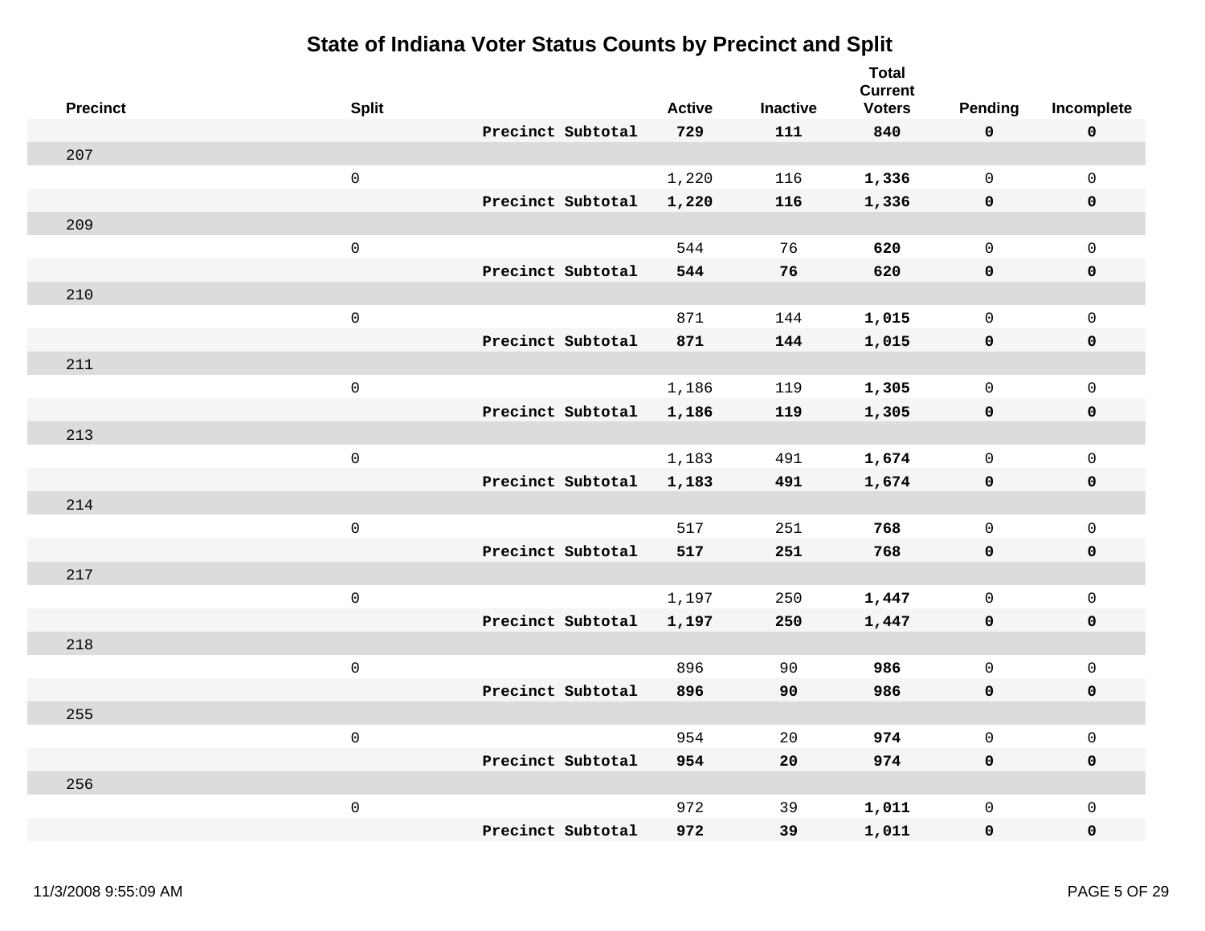# State of Indiana Voter Status Counts by Precinct and Split

| Precinct | Split | | Active | Inactive | Total Current Voters | Pending | Incomplete |
|---|---|---|---|---|---|---|---|
| | | **Precinct Subtotal** | **729** | **111** | **840** | **0** | **0** |
| 207 | | | | | | | |
| | 0 | | 1,220 | 116 | **1,336** | 0 | 0 |
| | | **Precinct Subtotal** | **1,220** | **116** | **1,336** | **0** | **0** |
| 209 | | | | | | | |
| | 0 | | 544 | 76 | **620** | 0 | 0 |
| | | **Precinct Subtotal** | **544** | **76** | **620** | **0** | **0** |
| 210 | | | | | | | |
| | 0 | | 871 | 144 | **1,015** | 0 | 0 |
| | | **Precinct Subtotal** | **871** | **144** | **1,015** | **0** | **0** |
| 211 | | | | | | | |
| | 0 | | 1,186 | 119 | **1,305** | 0 | 0 |
| | | **Precinct Subtotal** | **1,186** | **119** | **1,305** | **0** | **0** |
| 213 | | | | | | | |
| | 0 | | 1,183 | 491 | **1,674** | 0 | 0 |
| | | **Precinct Subtotal** | **1,183** | **491** | **1,674** | **0** | **0** |
| 214 | | | | | | | |
| | 0 | | 517 | 251 | **768** | 0 | 0 |
| | | **Precinct Subtotal** | **517** | **251** | **768** | **0** | **0** |
| 217 | | | | | | | |
| | 0 | | 1,197 | 250 | **1,447** | 0 | 0 |
| | | **Precinct Subtotal** | **1,197** | **250** | **1,447** | **0** | **0** |
| 218 | | | | | | | |
| | 0 | | 896 | 90 | **986** | 0 | 0 |
| | | **Precinct Subtotal** | **896** | **90** | **986** | **0** | **0** |
| 255 | | | | | | | |
| | 0 | | 954 | 20 | **974** | 0 | 0 |
| | | **Precinct Subtotal** | **954** | **20** | **974** | **0** | **0** |
| 256 | | | | | | | |
| | 0 | | 972 | 39 | **1,011** | 0 | 0 |
| | | **Precinct Subtotal** | **972** | **39** | **1,011** | **0** | **0** |

11/3/2008 9:55:09 AM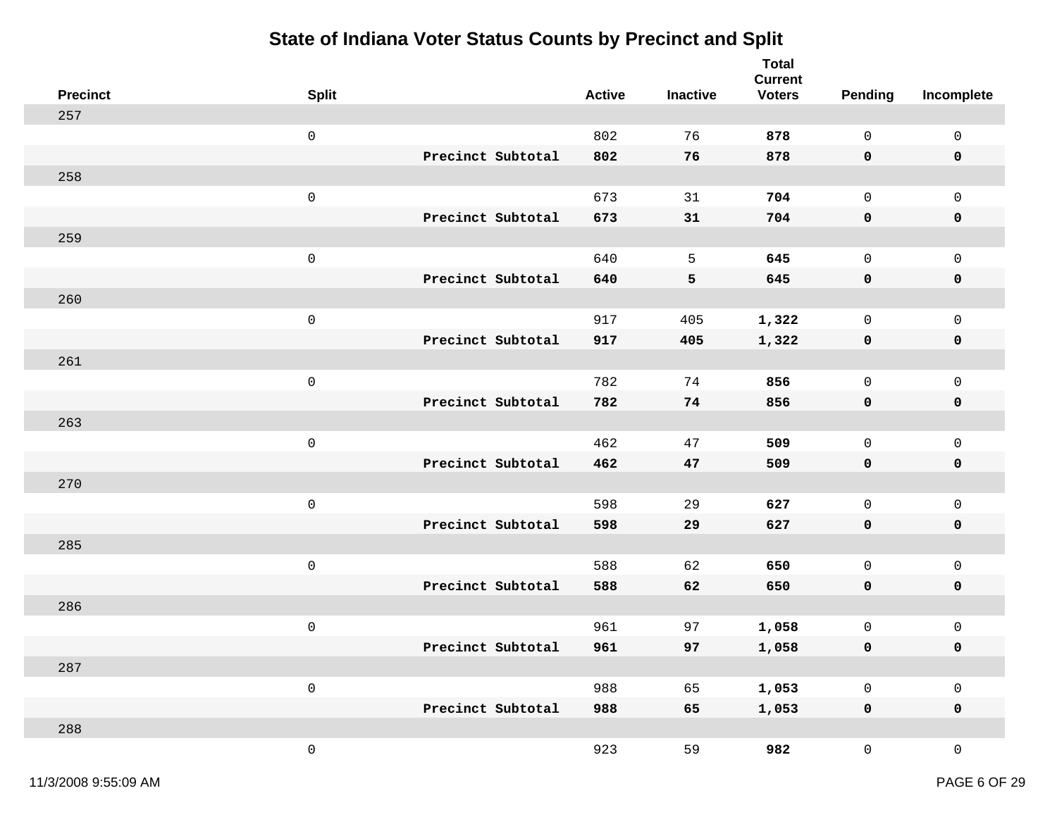# State of Indiana Voter Status Counts by Precinct and Split

| Precinct | Split | | Active | Inactive | Total Current Voters | Pending | Incomplete |
|---|---|---|---|---|---|---|---|
| 257 | | | | | | | |
| | 0 | | 802 | 76 | **878** | 0 | 0 |
| | | **Precinct Subtotal** | **802** | **76** | **878** | **0** | **0** |
| 258 | | | | | | | |
| | 0 | | 673 | 31 | **704** | 0 | 0 |
| | | **Precinct Subtotal** | **673** | **31** | **704** | **0** | **0** |
| 259 | | | | | | | |
| | 0 | | 640 | 5 | **645** | 0 | 0 |
| | | **Precinct Subtotal** | **640** | **5** | **645** | **0** | **0** |
| 260 | | | | | | | |
| | 0 | | 917 | 405 | **1,322** | 0 | 0 |
| | | **Precinct Subtotal** | **917** | **405** | **1,322** | **0** | **0** |
| 261 | | | | | | | |
| | 0 | | 782 | 74 | **856** | 0 | 0 |
| | | **Precinct Subtotal** | **782** | **74** | **856** | **0** | **0** |
| 263 | | | | | | | |
| | 0 | | 462 | 47 | **509** | 0 | 0 |
| | | **Precinct Subtotal** | **462** | **47** | **509** | **0** | **0** |
| 270 | | | | | | | |
| | 0 | | 598 | 29 | **627** | 0 | 0 |
| | | **Precinct Subtotal** | **598** | **29** | **627** | **0** | **0** |
| 285 | | | | | | | |
| | 0 | | 588 | 62 | **650** | 0 | 0 |
| | | **Precinct Subtotal** | **588** | **62** | **650** | **0** | **0** |
| 286 | | | | | | | |
| | 0 | | 961 | 97 | **1,058** | 0 | 0 |
| | | **Precinct Subtotal** | **961** | **97** | **1,058** | **0** | **0** |
| 287 | | | | | | | |
| | 0 | | 988 | 65 | **1,053** | 0 | 0 |
| | | **Precinct Subtotal** | **988** | **65** | **1,053** | **0** | **0** |
| 288 | | | | | | | |
| | 0 | | 923 | 59 | **982** | 0 | 0 |

11/3/2008 9:55:09 AM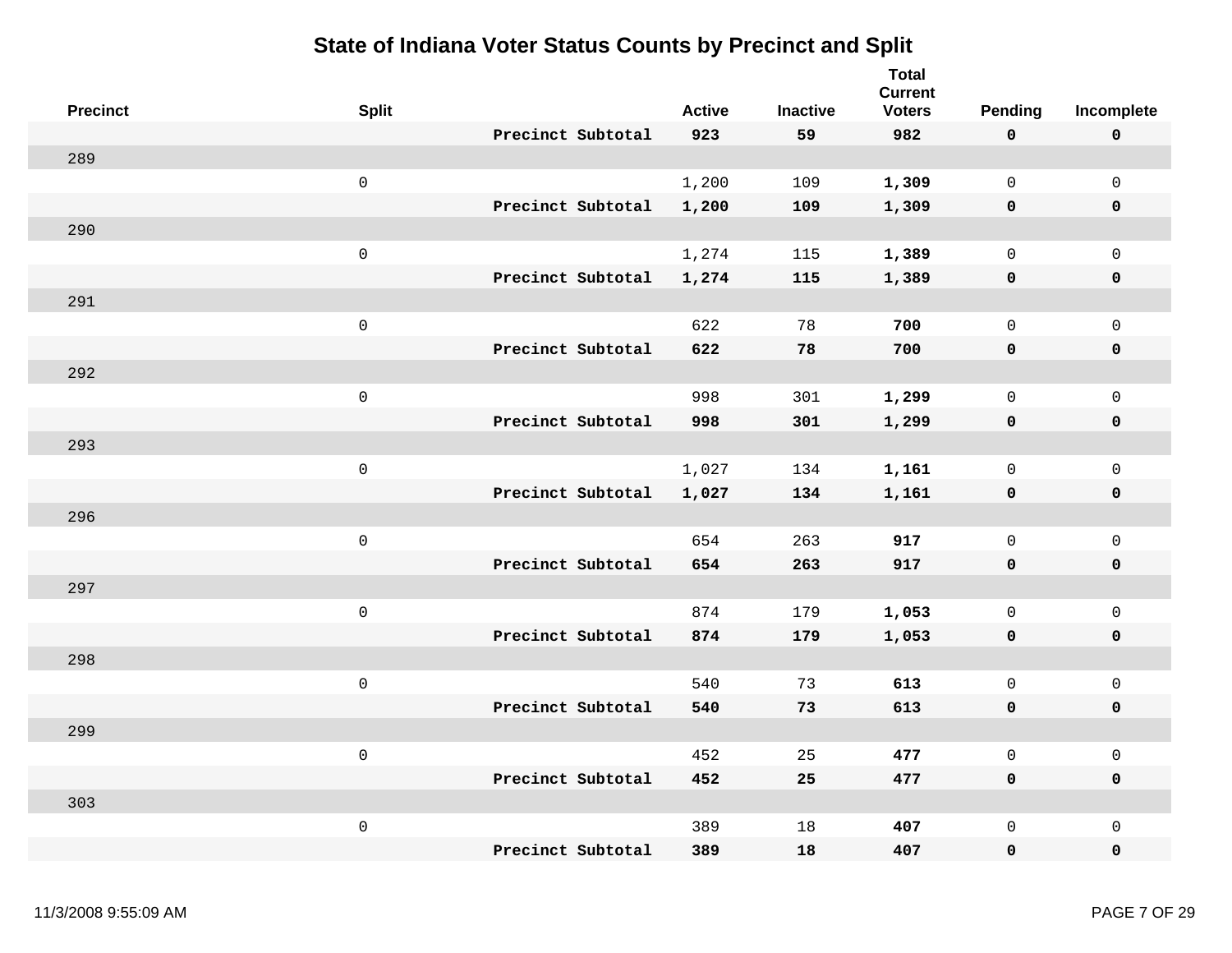# State of Indiana Voter Status Counts by Precinct and Split

| Precinct | Split | | Active | Inactive | Total Current Voters | Pending | Incomplete |
|---|---|---|---|---|---|---|---|
| | | **Precinct Subtotal** | **923** | **59** | **982** | **0** | **0** |
| 289 | | | | | | | |
| | 0 | | 1,200 | 109 | **1,309** | 0 | 0 |
| | | **Precinct Subtotal** | **1,200** | **109** | **1,309** | **0** | **0** |
| 290 | | | | | | | |
| | 0 | | 1,274 | 115 | **1,389** | 0 | 0 |
| | | **Precinct Subtotal** | **1,274** | **115** | **1,389** | **0** | **0** |
| 291 | | | | | | | |
| | 0 | | 622 | 78 | **700** | 0 | 0 |
| | | **Precinct Subtotal** | **622** | **78** | **700** | **0** | **0** |
| 292 | | | | | | | |
| | 0 | | 998 | 301 | **1,299** | 0 | 0 |
| | | **Precinct Subtotal** | **998** | **301** | **1,299** | **0** | **0** |
| 293 | | | | | | | |
| | 0 | | 1,027 | 134 | **1,161** | 0 | 0 |
| | | **Precinct Subtotal** | **1,027** | **134** | **1,161** | **0** | **0** |
| 296 | | | | | | | |
| | 0 | | 654 | 263 | **917** | 0 | 0 |
| | | **Precinct Subtotal** | **654** | **263** | **917** | **0** | **0** |
| 297 | | | | | | | |
| | 0 | | 874 | 179 | **1,053** | 0 | 0 |
| | | **Precinct Subtotal** | **874** | **179** | **1,053** | **0** | **0** |
| 298 | | | | | | | |
| | 0 | | 540 | 73 | **613** | 0 | 0 |
| | | **Precinct Subtotal** | **540** | **73** | **613** | **0** | **0** |
| 299 | | | | | | | |
| | 0 | | 452 | 25 | **477** | 0 | 0 |
| | | **Precinct Subtotal** | **452** | **25** | **477** | **0** | **0** |
| 303 | | | | | | | |
| | 0 | | 389 | 18 | **407** | 0 | 0 |
| | | **Precinct Subtotal** | **389** | **18** | **407** | **0** | **0** |

11/3/2008 9:55:09 AM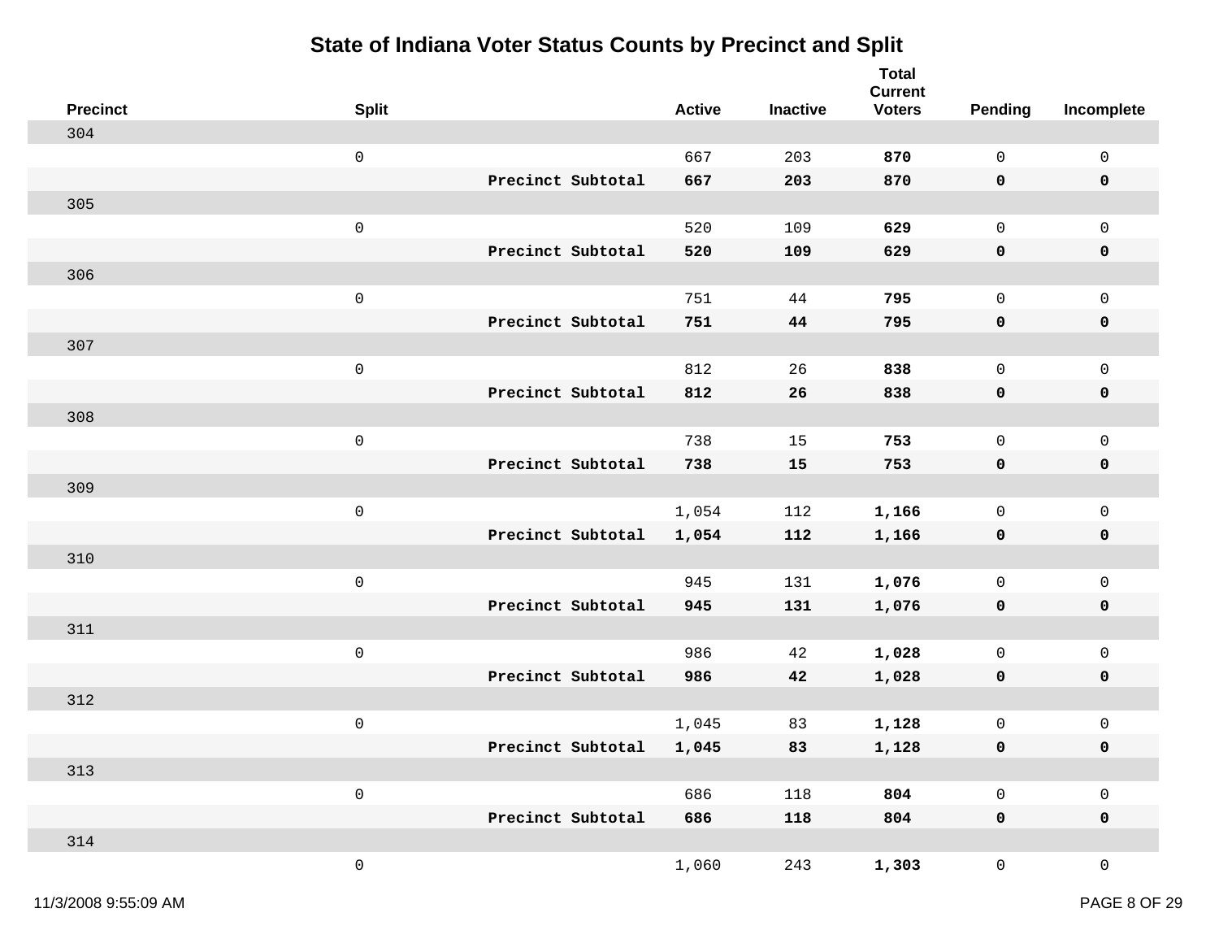# State of Indiana Voter Status Counts by Precinct and Split

| Precinct | Split | | Active | Inactive | Total Current Voters | Pending | Incomplete |
|---|---|---|---|---|---|---|---|
| 304 | | | | | | | |
| | 0 | | 667 | 203 | **870** | 0 | 0 |
| | | **Precinct Subtotal** | **667** | **203** | **870** | **0** | **0** |
| 305 | | | | | | | |
| | 0 | | 520 | 109 | **629** | 0 | 0 |
| | | **Precinct Subtotal** | **520** | **109** | **629** | **0** | **0** |
| 306 | | | | | | | |
| | 0 | | 751 | 44 | **795** | 0 | 0 |
| | | **Precinct Subtotal** | **751** | **44** | **795** | **0** | **0** |
| 307 | | | | | | | |
| | 0 | | 812 | 26 | **838** | 0 | 0 |
| | | **Precinct Subtotal** | **812** | **26** | **838** | **0** | **0** |
| 308 | | | | | | | |
| | 0 | | 738 | 15 | **753** | 0 | 0 |
| | | **Precinct Subtotal** | **738** | **15** | **753** | **0** | **0** |
| 309 | | | | | | | |
| | 0 | | 1,054 | 112 | **1,166** | 0 | 0 |
| | | **Precinct Subtotal** | **1,054** | **112** | **1,166** | **0** | **0** |
| 310 | | | | | | | |
| | 0 | | 945 | 131 | **1,076** | 0 | 0 |
| | | **Precinct Subtotal** | **945** | **131** | **1,076** | **0** | **0** |
| 311 | | | | | | | |
| | 0 | | 986 | 42 | **1,028** | 0 | 0 |
| | | **Precinct Subtotal** | **986** | **42** | **1,028** | **0** | **0** |
| 312 | | | | | | | |
| | 0 | | 1,045 | 83 | **1,128** | 0 | 0 |
| | | **Precinct Subtotal** | **1,045** | **83** | **1,128** | **0** | **0** |
| 313 | | | | | | | |
| | 0 | | 686 | 118 | **804** | 0 | 0 |
| | | **Precinct Subtotal** | **686** | **118** | **804** | **0** | **0** |
| 314 | | | | | | | |
| | 0 | | 1,060 | 243 | **1,303** | 0 | 0 |

11/3/2008 9:55:09 AM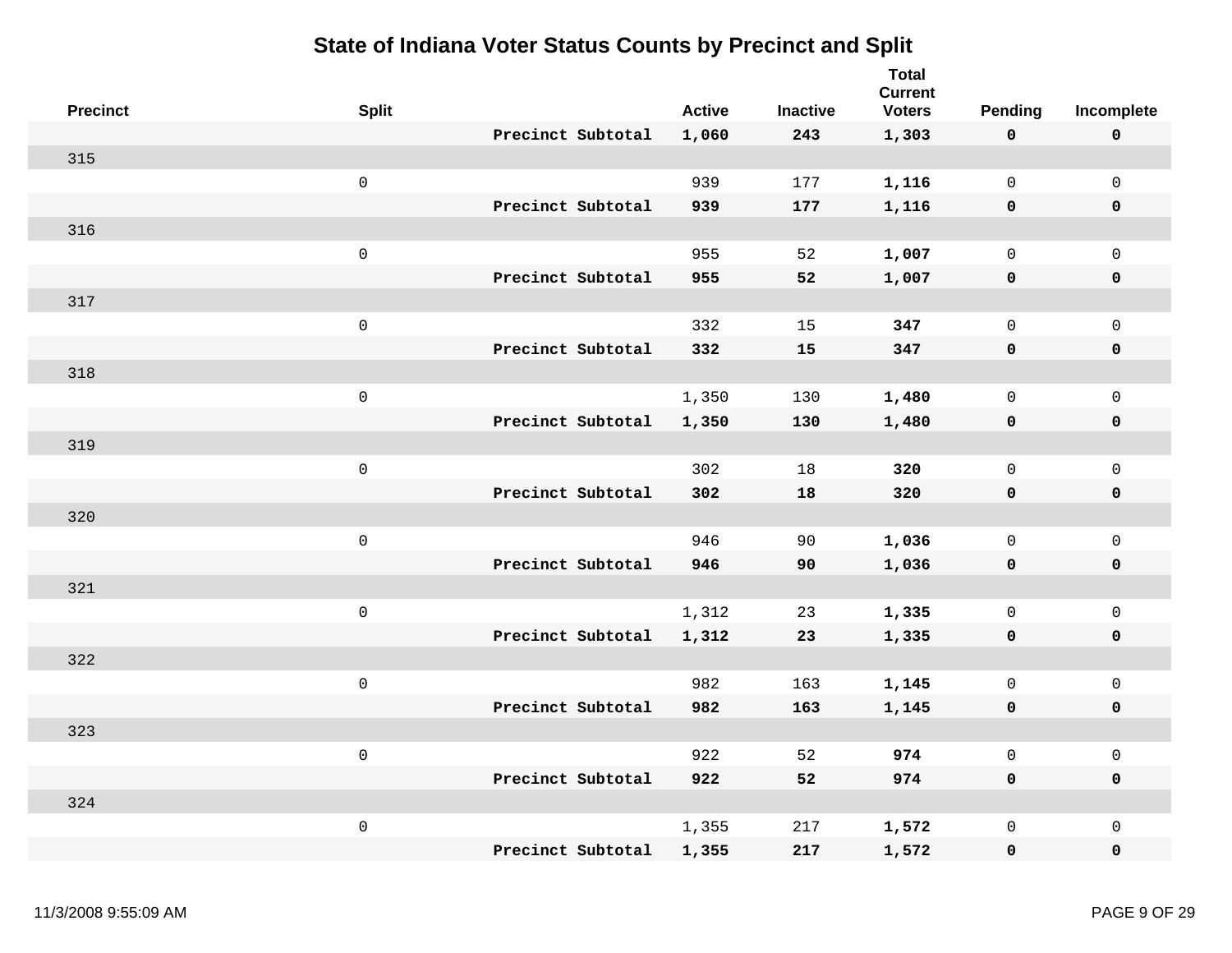# State of Indiana Voter Status Counts by Precinct and Split

| Precinct | Split | | Active | Inactive | Total Current Voters | Pending | Incomplete |
|---|---|---|---|---|---|---|---|
| | | **Precinct Subtotal** | **1,060** | **243** | **1,303** | **0** | **0** |
| 315 | | | | | | | |
| | 0 | | 939 | 177 | **1,116** | 0 | 0 |
| | | **Precinct Subtotal** | **939** | **177** | **1,116** | **0** | **0** |
| 316 | | | | | | | |
| | 0 | | 955 | 52 | **1,007** | 0 | 0 |
| | | **Precinct Subtotal** | **955** | **52** | **1,007** | **0** | **0** |
| 317 | | | | | | | |
| | 0 | | 332 | 15 | **347** | 0 | 0 |
| | | **Precinct Subtotal** | **332** | **15** | **347** | **0** | **0** |
| 318 | | | | | | | |
| | 0 | | 1,350 | 130 | **1,480** | 0 | 0 |
| | | **Precinct Subtotal** | **1,350** | **130** | **1,480** | **0** | **0** |
| 319 | | | | | | | |
| | 0 | | 302 | 18 | **320** | 0 | 0 |
| | | **Precinct Subtotal** | **302** | **18** | **320** | **0** | **0** |
| 320 | | | | | | | |
| | 0 | | 946 | 90 | **1,036** | 0 | 0 |
| | | **Precinct Subtotal** | **946** | **90** | **1,036** | **0** | **0** |
| 321 | | | | | | | |
| | 0 | | 1,312 | 23 | **1,335** | 0 | 0 |
| | | **Precinct Subtotal** | **1,312** | **23** | **1,335** | **0** | **0** |
| 322 | | | | | | | |
| | 0 | | 982 | 163 | **1,145** | 0 | 0 |
| | | **Precinct Subtotal** | **982** | **163** | **1,145** | **0** | **0** |
| 323 | | | | | | | |
| | 0 | | 922 | 52 | **974** | 0 | 0 |
| | | **Precinct Subtotal** | **922** | **52** | **974** | **0** | **0** |
| 324 | | | | | | | |
| | 0 | | 1,355 | 217 | **1,572** | 0 | 0 |
| | | **Precinct Subtotal** | **1,355** | **217** | **1,572** | **0** | **0** |

11/3/2008 9:55:09 AM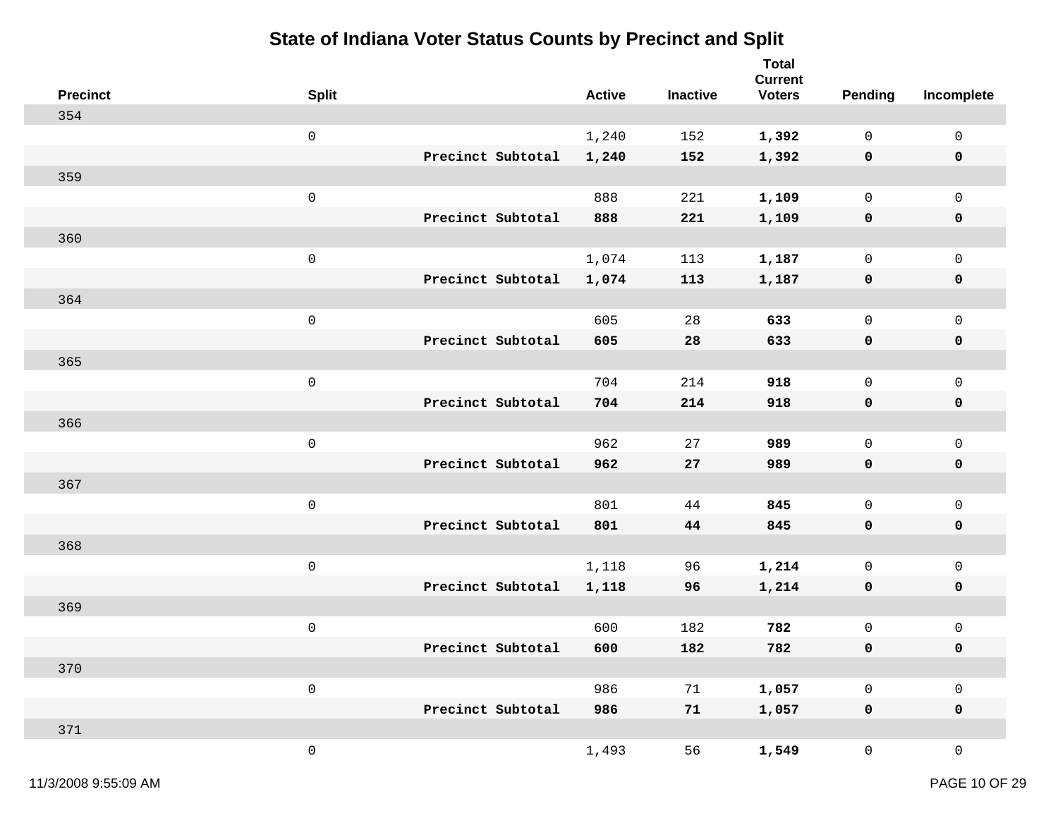# State of Indiana Voter Status Counts by Precinct and Split

| Precinct | Split | | Active | Inactive | Total Current Voters | Pending | Incomplete |
|---|---|---|---|---|---|---|---|
| 354 | | | | | | | |
| | 0 | | 1,240 | 152 | **1,392** | 0 | 0 |
| | | **Precinct Subtotal** | **1,240** | **152** | **1,392** | **0** | **0** |
| 359 | | | | | | | |
| | 0 | | 888 | 221 | **1,109** | 0 | 0 |
| | | **Precinct Subtotal** | **888** | **221** | **1,109** | **0** | **0** |
| 360 | | | | | | | |
| | 0 | | 1,074 | 113 | **1,187** | 0 | 0 |
| | | **Precinct Subtotal** | **1,074** | **113** | **1,187** | **0** | **0** |
| 364 | | | | | | | |
| | 0 | | 605 | 28 | **633** | 0 | 0 |
| | | **Precinct Subtotal** | **605** | **28** | **633** | **0** | **0** |
| 365 | | | | | | | |
| | 0 | | 704 | 214 | **918** | 0 | 0 |
| | | **Precinct Subtotal** | **704** | **214** | **918** | **0** | **0** |
| 366 | | | | | | | |
| | 0 | | 962 | 27 | **989** | 0 | 0 |
| | | **Precinct Subtotal** | **962** | **27** | **989** | **0** | **0** |
| 367 | | | | | | | |
| | 0 | | 801 | 44 | **845** | 0 | 0 |
| | | **Precinct Subtotal** | **801** | **44** | **845** | **0** | **0** |
| 368 | | | | | | | |
| | 0 | | 1,118 | 96 | **1,214** | 0 | 0 |
| | | **Precinct Subtotal** | **1,118** | **96** | **1,214** | **0** | **0** |
| 369 | | | | | | | |
| | 0 | | 600 | 182 | **782** | 0 | 0 |
| | | **Precinct Subtotal** | **600** | **182** | **782** | **0** | **0** |
| 370 | | | | | | | |
| | 0 | | 986 | 71 | **1,057** | 0 | 0 |
| | | **Precinct Subtotal** | **986** | **71** | **1,057** | **0** | **0** |
| 371 | | | | | | | |
| | 0 | | 1,493 | 56 | **1,549** | 0 | 0 |

11/3/2008 9:55:09 AM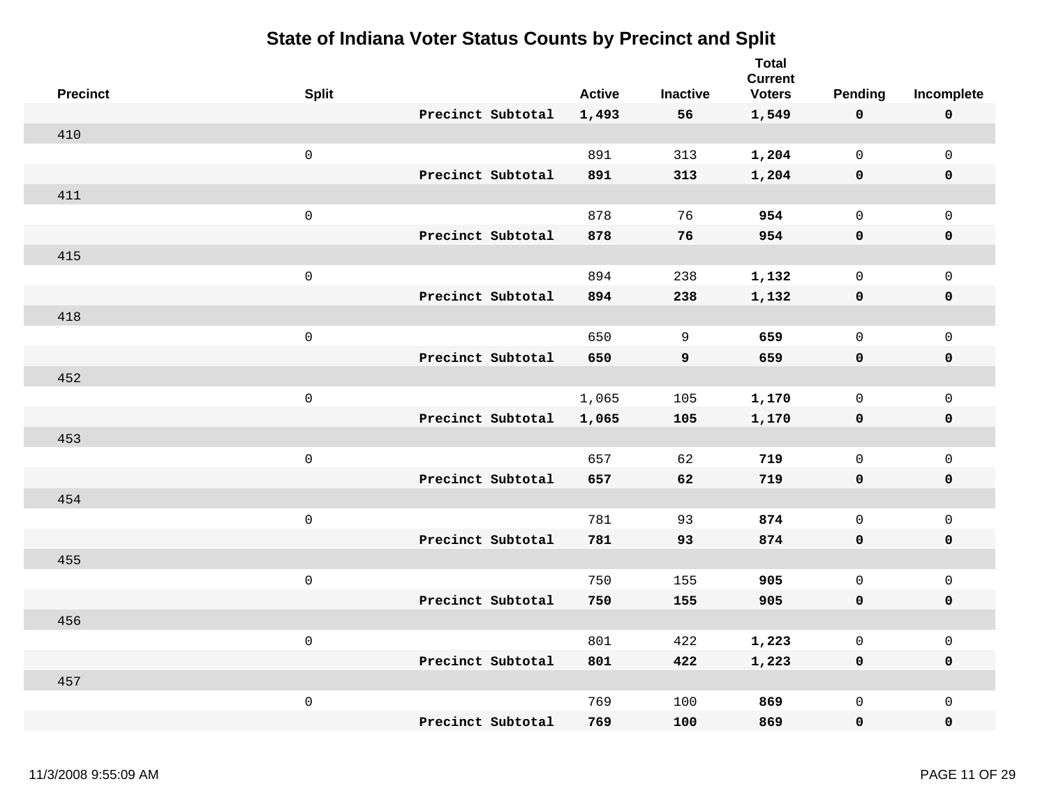# State of Indiana Voter Status Counts by Precinct and Split

| Precinct | Split | | Active | Inactive | Total Current Voters | Pending | Incomplete |
|---|---|---|---|---|---|---|---|
| | | **Precinct Subtotal** | **1,493** | **56** | **1,549** | **0** | **0** |
| 410 | | | | | | | |
| | 0 | | 891 | 313 | **1,204** | 0 | 0 |
| | | **Precinct Subtotal** | **891** | **313** | **1,204** | **0** | **0** |
| 411 | | | | | | | |
| | 0 | | 878 | 76 | **954** | 0 | 0 |
| | | **Precinct Subtotal** | **878** | **76** | **954** | **0** | **0** |
| 415 | | | | | | | |
| | 0 | | 894 | 238 | **1,132** | 0 | 0 |
| | | **Precinct Subtotal** | **894** | **238** | **1,132** | **0** | **0** |
| 418 | | | | | | | |
| | 0 | | 650 | 9 | **659** | 0 | 0 |
| | | **Precinct Subtotal** | **650** | **9** | **659** | **0** | **0** |
| 452 | | | | | | | |
| | 0 | | 1,065 | 105 | **1,170** | 0 | 0 |
| | | **Precinct Subtotal** | **1,065** | **105** | **1,170** | **0** | **0** |
| 453 | | | | | | | |
| | 0 | | 657 | 62 | **719** | 0 | 0 |
| | | **Precinct Subtotal** | **657** | **62** | **719** | **0** | **0** |
| 454 | | | | | | | |
| | 0 | | 781 | 93 | **874** | 0 | 0 |
| | | **Precinct Subtotal** | **781** | **93** | **874** | **0** | **0** |
| 455 | | | | | | | |
| | 0 | | 750 | 155 | **905** | 0 | 0 |
| | | **Precinct Subtotal** | **750** | **155** | **905** | **0** | **0** |
| 456 | | | | | | | |
| | 0 | | 801 | 422 | **1,223** | 0 | 0 |
| | | **Precinct Subtotal** | **801** | **422** | **1,223** | **0** | **0** |
| 457 | | | | | | | |
| | 0 | | 769 | 100 | **869** | 0 | 0 |
| | | **Precinct Subtotal** | **769** | **100** | **869** | **0** | **0** |

11/3/2008 9:55:09 AM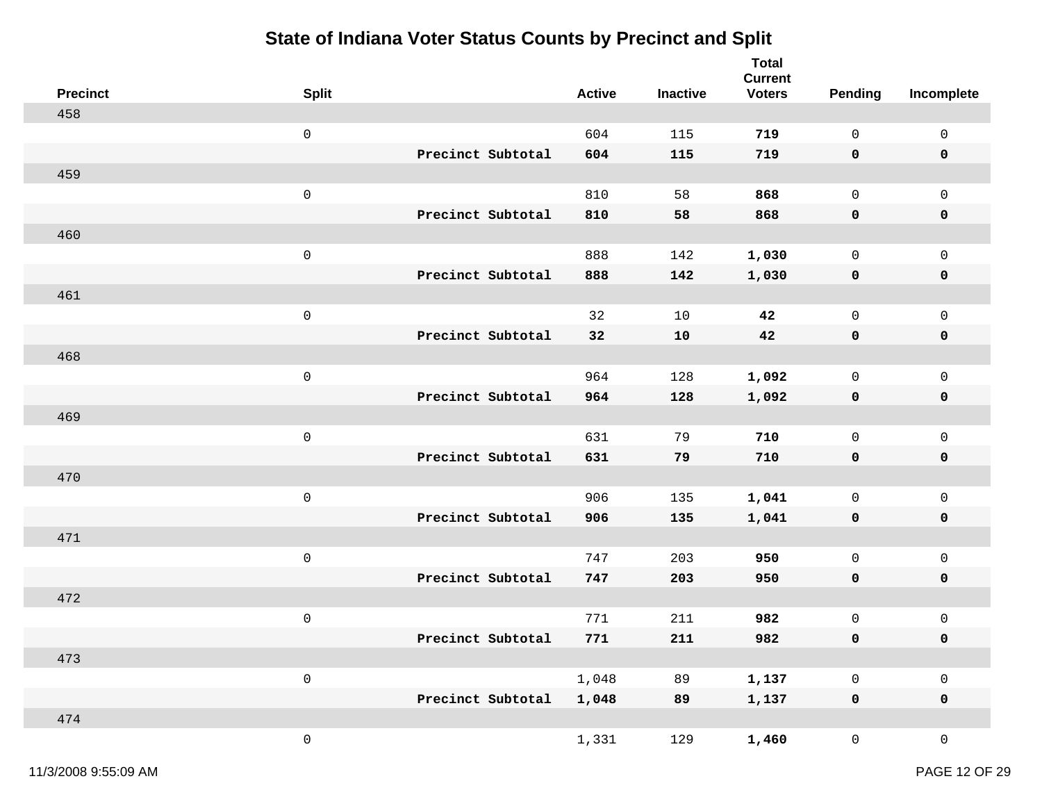# State of Indiana Voter Status Counts by Precinct and Split

| Precinct | Split | | Active | Inactive | Total Current Voters | Pending | Incomplete |
|---|---|---|---|---|---|---|---|
| 458 | | | | | | | |
| | 0 | | 604 | 115 | **719** | 0 | 0 |
| | | **Precinct Subtotal** | **604** | **115** | **719** | **0** | **0** |
| 459 | | | | | | | |
| | 0 | | 810 | 58 | **868** | 0 | 0 |
| | | **Precinct Subtotal** | **810** | **58** | **868** | **0** | **0** |
| 460 | | | | | | | |
| | 0 | | 888 | 142 | **1,030** | 0 | 0 |
| | | **Precinct Subtotal** | **888** | **142** | **1,030** | **0** | **0** |
| 461 | | | | | | | |
| | 0 | | 32 | 10 | **42** | 0 | 0 |
| | | **Precinct Subtotal** | **32** | **10** | **42** | **0** | **0** |
| 468 | | | | | | | |
| | 0 | | 964 | 128 | **1,092** | 0 | 0 |
| | | **Precinct Subtotal** | **964** | **128** | **1,092** | **0** | **0** |
| 469 | | | | | | | |
| | 0 | | 631 | 79 | **710** | 0 | 0 |
| | | **Precinct Subtotal** | **631** | **79** | **710** | **0** | **0** |
| 470 | | | | | | | |
| | 0 | | 906 | 135 | **1,041** | 0 | 0 |
| | | **Precinct Subtotal** | **906** | **135** | **1,041** | **0** | **0** |
| 471 | | | | | | | |
| | 0 | | 747 | 203 | **950** | 0 | 0 |
| | | **Precinct Subtotal** | **747** | **203** | **950** | **0** | **0** |
| 472 | | | | | | | |
| | 0 | | 771 | 211 | **982** | 0 | 0 |
| | | **Precinct Subtotal** | **771** | **211** | **982** | **0** | **0** |
| 473 | | | | | | | |
| | 0 | | 1,048 | 89 | **1,137** | 0 | 0 |
| | | **Precinct Subtotal** | **1,048** | **89** | **1,137** | **0** | **0** |
| 474 | | | | | | | |
| | 0 | | 1,331 | 129 | **1,460** | 0 | 0 |

11/3/2008 9:55:09 AM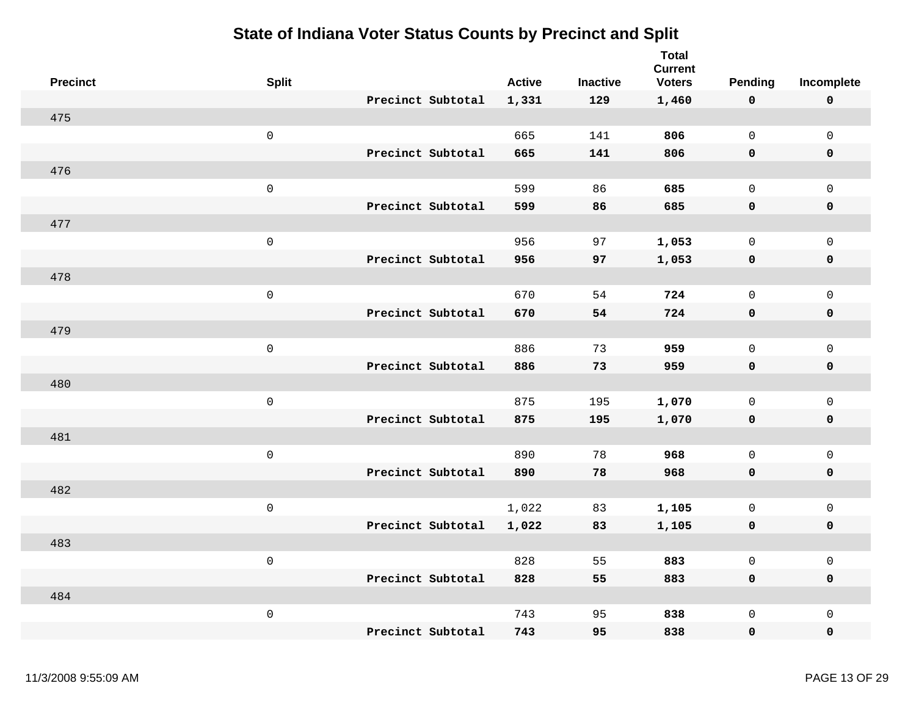# State of Indiana Voter Status Counts by Precinct and Split

| Precinct | Split | | Active | Inactive | Total Current Voters | Pending | Incomplete |
|---|---|---|---|---|---|---|---|
| | | **Precinct Subtotal** | **1,331** | **129** | **1,460** | **0** | **0** |
| 475 | | | | | | | |
| | 0 | | 665 | 141 | **806** | 0 | 0 |
| | | **Precinct Subtotal** | **665** | **141** | **806** | **0** | **0** |
| 476 | | | | | | | |
| | 0 | | 599 | 86 | **685** | 0 | 0 |
| | | **Precinct Subtotal** | **599** | **86** | **685** | **0** | **0** |
| 477 | | | | | | | |
| | 0 | | 956 | 97 | **1,053** | 0 | 0 |
| | | **Precinct Subtotal** | **956** | **97** | **1,053** | **0** | **0** |
| 478 | | | | | | | |
| | 0 | | 670 | 54 | **724** | 0 | 0 |
| | | **Precinct Subtotal** | **670** | **54** | **724** | **0** | **0** |
| 479 | | | | | | | |
| | 0 | | 886 | 73 | **959** | 0 | 0 |
| | | **Precinct Subtotal** | **886** | **73** | **959** | **0** | **0** |
| 480 | | | | | | | |
| | 0 | | 875 | 195 | **1,070** | 0 | 0 |
| | | **Precinct Subtotal** | **875** | **195** | **1,070** | **0** | **0** |
| 481 | | | | | | | |
| | 0 | | 890 | 78 | **968** | 0 | 0 |
| | | **Precinct Subtotal** | **890** | **78** | **968** | **0** | **0** |
| 482 | | | | | | | |
| | 0 | | 1,022 | 83 | **1,105** | 0 | 0 |
| | | **Precinct Subtotal** | **1,022** | **83** | **1,105** | **0** | **0** |
| 483 | | | | | | | |
| | 0 | | 828 | 55 | **883** | 0 | 0 |
| | | **Precinct Subtotal** | **828** | **55** | **883** | **0** | **0** |
| 484 | | | | | | | |
| | 0 | | 743 | 95 | **838** | 0 | 0 |
| | | **Precinct Subtotal** | **743** | **95** | **838** | **0** | **0** |

11/3/2008 9:55:09 AM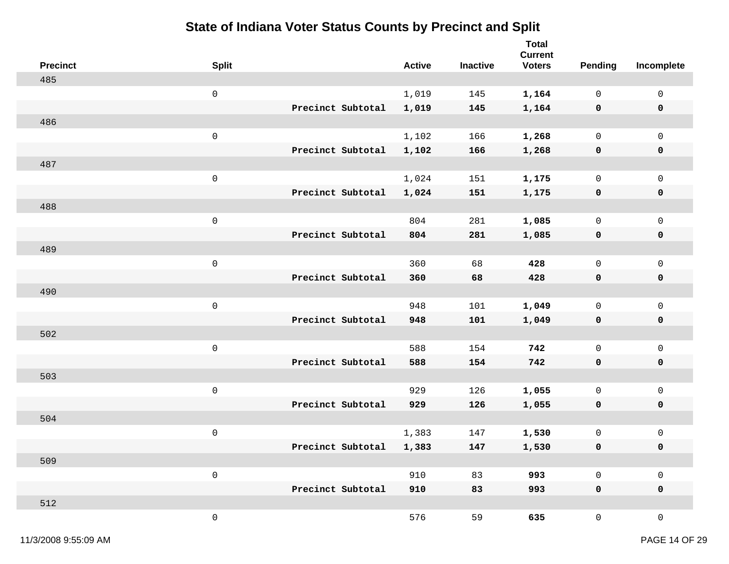# State of Indiana Voter Status Counts by Precinct and Split

| Precinct | Split | | Active | Inactive | Total Current Voters | Pending | Incomplete |
|---|---|---|---|---|---|---|---|
| 485 | | | | | | | |
| | 0 | | 1,019 | 145 | **1,164** | 0 | 0 |
| | | **Precinct Subtotal** | **1,019** | **145** | **1,164** | **0** | **0** |
| 486 | | | | | | | |
| | 0 | | 1,102 | 166 | **1,268** | 0 | 0 |
| | | **Precinct Subtotal** | **1,102** | **166** | **1,268** | **0** | **0** |
| 487 | | | | | | | |
| | 0 | | 1,024 | 151 | **1,175** | 0 | 0 |
| | | **Precinct Subtotal** | **1,024** | **151** | **1,175** | **0** | **0** |
| 488 | | | | | | | |
| | 0 | | 804 | 281 | **1,085** | 0 | 0 |
| | | **Precinct Subtotal** | **804** | **281** | **1,085** | **0** | **0** |
| 489 | | | | | | | |
| | 0 | | 360 | 68 | **428** | 0 | 0 |
| | | **Precinct Subtotal** | **360** | **68** | **428** | **0** | **0** |
| 490 | | | | | | | |
| | 0 | | 948 | 101 | **1,049** | 0 | 0 |
| | | **Precinct Subtotal** | **948** | **101** | **1,049** | **0** | **0** |
| 502 | | | | | | | |
| | 0 | | 588 | 154 | **742** | 0 | 0 |
| | | **Precinct Subtotal** | **588** | **154** | **742** | **0** | **0** |
| 503 | | | | | | | |
| | 0 | | 929 | 126 | **1,055** | 0 | 0 |
| | | **Precinct Subtotal** | **929** | **126** | **1,055** | **0** | **0** |
| 504 | | | | | | | |
| | 0 | | 1,383 | 147 | **1,530** | 0 | 0 |
| | | **Precinct Subtotal** | **1,383** | **147** | **1,530** | **0** | **0** |
| 509 | | | | | | | |
| | 0 | | 910 | 83 | **993** | 0 | 0 |
| | | **Precinct Subtotal** | **910** | **83** | **993** | **0** | **0** |
| 512 | | | | | | | |
| | 0 | | 576 | 59 | **635** | 0 | 0 |

11/3/2008 9:55:09 AM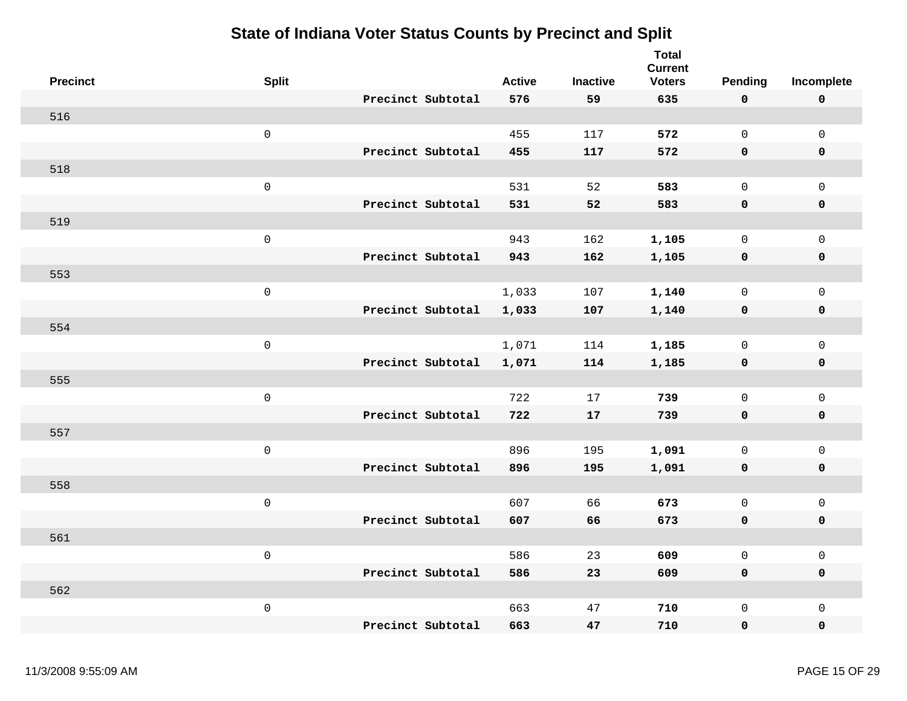# State of Indiana Voter Status Counts by Precinct and Split

| Precinct | Split | | Active | Inactive | Total Current Voters | Pending | Incomplete |
|---|---|---|---|---|---|---|---|
| | | **Precinct Subtotal** | **576** | **59** | **635** | **0** | **0** |
| 516 | | | | | | | |
| | 0 | | 455 | 117 | **572** | 0 | 0 |
| | | **Precinct Subtotal** | **455** | **117** | **572** | **0** | **0** |
| 518 | | | | | | | |
| | 0 | | 531 | 52 | **583** | 0 | 0 |
| | | **Precinct Subtotal** | **531** | **52** | **583** | **0** | **0** |
| 519 | | | | | | | |
| | 0 | | 943 | 162 | **1,105** | 0 | 0 |
| | | **Precinct Subtotal** | **943** | **162** | **1,105** | **0** | **0** |
| 553 | | | | | | | |
| | 0 | | 1,033 | 107 | **1,140** | 0 | 0 |
| | | **Precinct Subtotal** | **1,033** | **107** | **1,140** | **0** | **0** |
| 554 | | | | | | | |
| | 0 | | 1,071 | 114 | **1,185** | 0 | 0 |
| | | **Precinct Subtotal** | **1,071** | **114** | **1,185** | **0** | **0** |
| 555 | | | | | | | |
| | 0 | | 722 | 17 | **739** | 0 | 0 |
| | | **Precinct Subtotal** | **722** | **17** | **739** | **0** | **0** |
| 557 | | | | | | | |
| | 0 | | 896 | 195 | **1,091** | 0 | 0 |
| | | **Precinct Subtotal** | **896** | **195** | **1,091** | **0** | **0** |
| 558 | | | | | | | |
| | 0 | | 607 | 66 | **673** | 0 | 0 |
| | | **Precinct Subtotal** | **607** | **66** | **673** | **0** | **0** |
| 561 | | | | | | | |
| | 0 | | 586 | 23 | **609** | 0 | 0 |
| | | **Precinct Subtotal** | **586** | **23** | **609** | **0** | **0** |
| 562 | | | | | | | |
| | 0 | | 663 | 47 | **710** | 0 | 0 |
| | | **Precinct Subtotal** | **663** | **47** | **710** | **0** | **0** |

11/3/2008 9:55:09 AM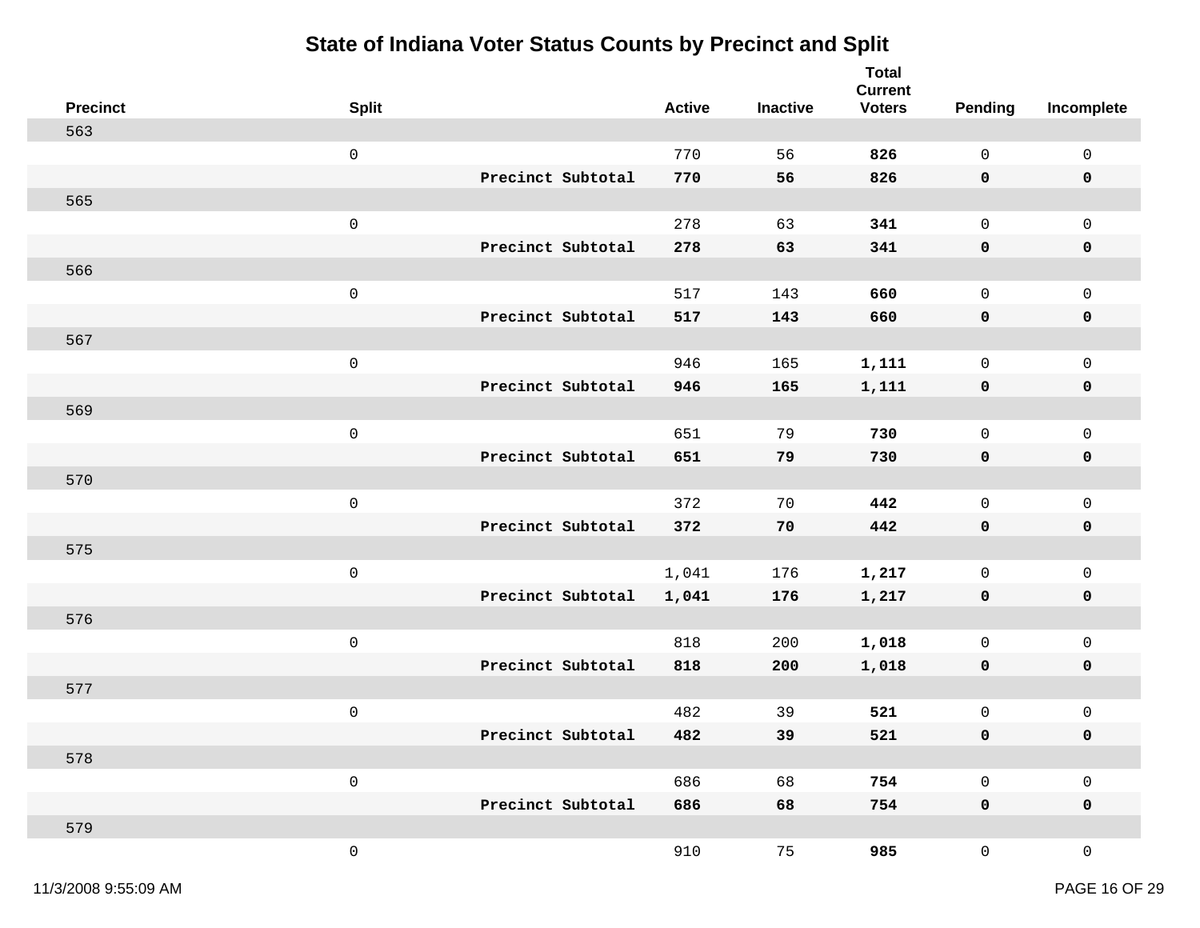# State of Indiana Voter Status Counts by Precinct and Split

| Precinct | Split | | Active | Inactive | Total Current Voters | Pending | Incomplete |
|---|---|---|---|---|---|---|---|
| 563 | | | | | | | |
| | 0 | | 770 | 56 | **826** | 0 | 0 |
| | | **Precinct Subtotal** | **770** | **56** | **826** | **0** | **0** |
| 565 | | | | | | | |
| | 0 | | 278 | 63 | **341** | 0 | 0 |
| | | **Precinct Subtotal** | **278** | **63** | **341** | **0** | **0** |
| 566 | | | | | | | |
| | 0 | | 517 | 143 | **660** | 0 | 0 |
| | | **Precinct Subtotal** | **517** | **143** | **660** | **0** | **0** |
| 567 | | | | | | | |
| | 0 | | 946 | 165 | **1,111** | 0 | 0 |
| | | **Precinct Subtotal** | **946** | **165** | **1,111** | **0** | **0** |
| 569 | | | | | | | |
| | 0 | | 651 | 79 | **730** | 0 | 0 |
| | | **Precinct Subtotal** | **651** | **79** | **730** | **0** | **0** |
| 570 | | | | | | | |
| | 0 | | 372 | 70 | **442** | 0 | 0 |
| | | **Precinct Subtotal** | **372** | **70** | **442** | **0** | **0** |
| 575 | | | | | | | |
| | 0 | | 1,041 | 176 | **1,217** | 0 | 0 |
| | | **Precinct Subtotal** | **1,041** | **176** | **1,217** | **0** | **0** |
| 576 | | | | | | | |
| | 0 | | 818 | 200 | **1,018** | 0 | 0 |
| | | **Precinct Subtotal** | **818** | **200** | **1,018** | **0** | **0** |
| 577 | | | | | | | |
| | 0 | | 482 | 39 | **521** | 0 | 0 |
| | | **Precinct Subtotal** | **482** | **39** | **521** | **0** | **0** |
| 578 | | | | | | | |
| | 0 | | 686 | 68 | **754** | 0 | 0 |
| | | **Precinct Subtotal** | **686** | **68** | **754** | **0** | **0** |
| 579 | | | | | | | |
| | 0 | | 910 | 75 | **985** | 0 | 0 |

11/3/2008 9:55:09 AM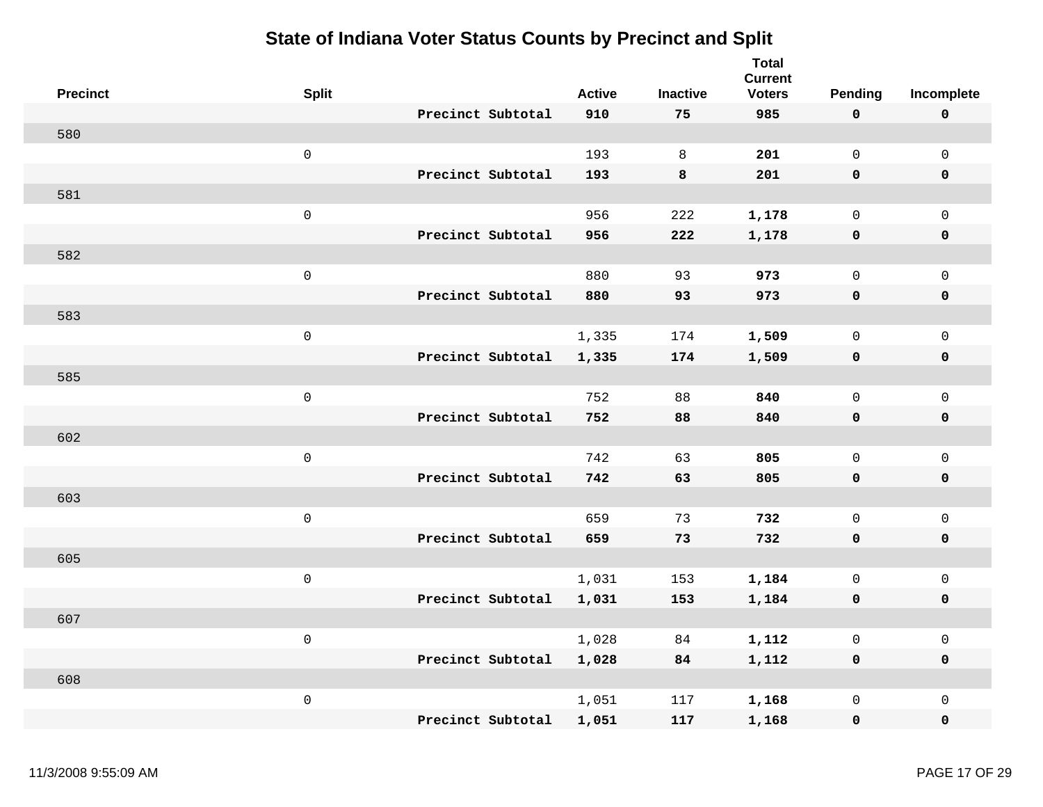# State of Indiana Voter Status Counts by Precinct and Split

| Precinct | Split | | Active | Inactive | Total Current Voters | Pending | Incomplete |
|---|---|---|---|---|---|---|---|
| | | **Precinct Subtotal** | **910** | **75** | **985** | **0** | **0** |
| 580 | | | | | | | |
| | 0 | | 193 | 8 | **201** | 0 | 0 |
| | | **Precinct Subtotal** | **193** | **8** | **201** | **0** | **0** |
| 581 | | | | | | | |
| | 0 | | 956 | 222 | **1,178** | 0 | 0 |
| | | **Precinct Subtotal** | **956** | **222** | **1,178** | **0** | **0** |
| 582 | | | | | | | |
| | 0 | | 880 | 93 | **973** | 0 | 0 |
| | | **Precinct Subtotal** | **880** | **93** | **973** | **0** | **0** |
| 583 | | | | | | | |
| | 0 | | 1,335 | 174 | **1,509** | 0 | 0 |
| | | **Precinct Subtotal** | **1,335** | **174** | **1,509** | **0** | **0** |
| 585 | | | | | | | |
| | 0 | | 752 | 88 | **840** | 0 | 0 |
| | | **Precinct Subtotal** | **752** | **88** | **840** | **0** | **0** |
| 602 | | | | | | | |
| | 0 | | 742 | 63 | **805** | 0 | 0 |
| | | **Precinct Subtotal** | **742** | **63** | **805** | **0** | **0** |
| 603 | | | | | | | |
| | 0 | | 659 | 73 | **732** | 0 | 0 |
| | | **Precinct Subtotal** | **659** | **73** | **732** | **0** | **0** |
| 605 | | | | | | | |
| | 0 | | 1,031 | 153 | **1,184** | 0 | 0 |
| | | **Precinct Subtotal** | **1,031** | **153** | **1,184** | **0** | **0** |
| 607 | | | | | | | |
| | 0 | | 1,028 | 84 | **1,112** | 0 | 0 |
| | | **Precinct Subtotal** | **1,028** | **84** | **1,112** | **0** | **0** |
| 608 | | | | | | | |
| | 0 | | 1,051 | 117 | **1,168** | 0 | 0 |
| | | **Precinct Subtotal** | **1,051** | **117** | **1,168** | **0** | **0** |

11/3/2008 9:55:09 AM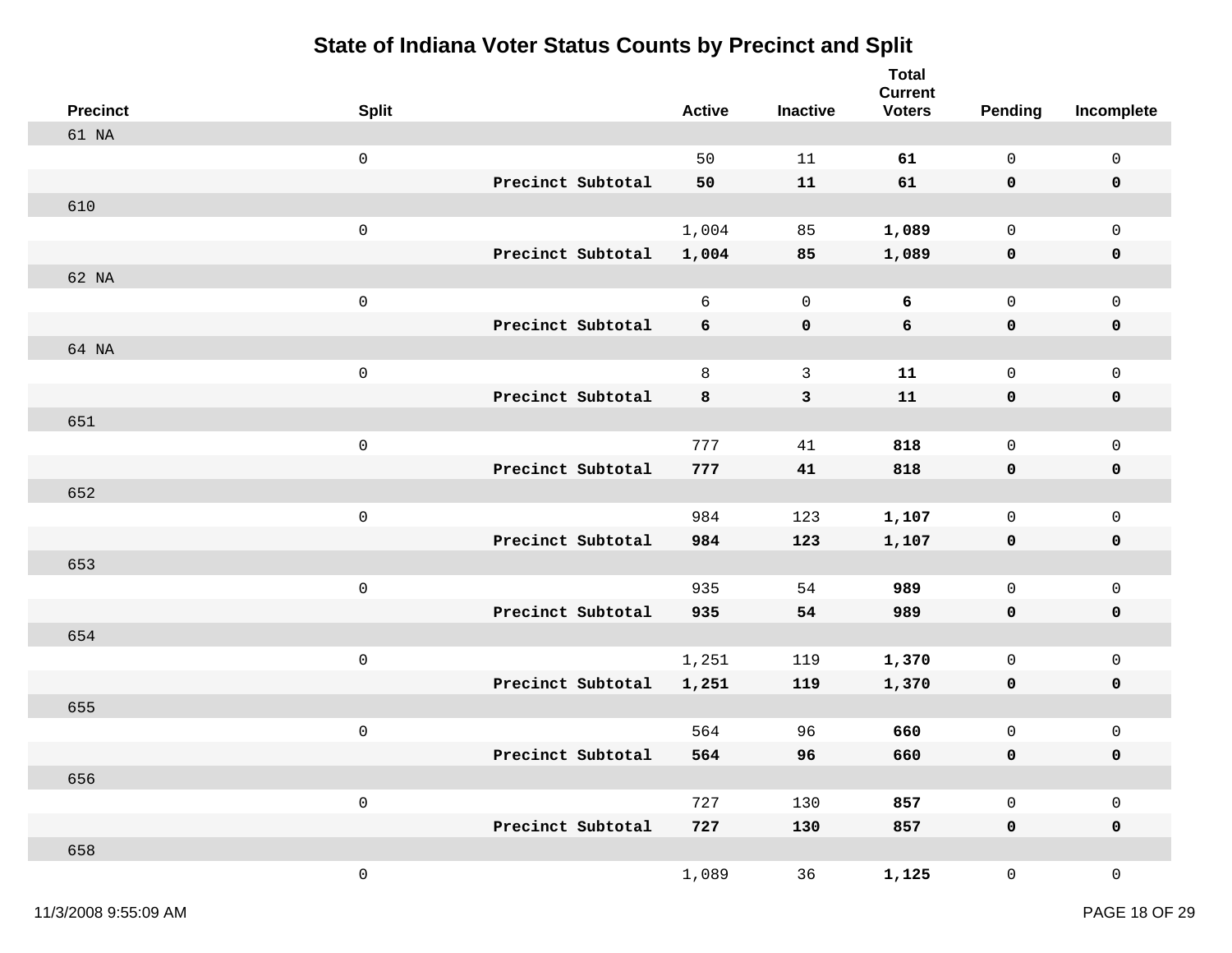# State of Indiana Voter Status Counts by Precinct and Split

| Precinct | Split | | Active | Inactive | Total Current Voters | Pending | Incomplete |
|---|---|---|---|---|---|---|---|
| 61 NA | | | | | | | |
| | 0 | | 50 | 11 | **61** | 0 | 0 |
| | | **Precinct Subtotal** | **50** | **11** | **61** | **0** | **0** |
| 610 | | | | | | | |
| | 0 | | 1,004 | 85 | **1,089** | 0 | 0 |
| | | **Precinct Subtotal** | **1,004** | **85** | **1,089** | **0** | **0** |
| 62 NA | | | | | | | |
| | 0 | | 6 | 0 | **6** | 0 | 0 |
| | | **Precinct Subtotal** | **6** | **0** | **6** | **0** | **0** |
| 64 NA | | | | | | | |
| | 0 | | 8 | 3 | **11** | 0 | 0 |
| | | **Precinct Subtotal** | **8** | **3** | **11** | **0** | **0** |
| 651 | | | | | | | |
| | 0 | | 777 | 41 | **818** | 0 | 0 |
| | | **Precinct Subtotal** | **777** | **41** | **818** | **0** | **0** |
| 652 | | | | | | | |
| | 0 | | 984 | 123 | **1,107** | 0 | 0 |
| | | **Precinct Subtotal** | **984** | **123** | **1,107** | **0** | **0** |
| 653 | | | | | | | |
| | 0 | | 935 | 54 | **989** | 0 | 0 |
| | | **Precinct Subtotal** | **935** | **54** | **989** | **0** | **0** |
| 654 | | | | | | | |
| | 0 | | 1,251 | 119 | **1,370** | 0 | 0 |
| | | **Precinct Subtotal** | **1,251** | **119** | **1,370** | **0** | **0** |
| 655 | | | | | | | |
| | 0 | | 564 | 96 | **660** | 0 | 0 |
| | | **Precinct Subtotal** | **564** | **96** | **660** | **0** | **0** |
| 656 | | | | | | | |
| | 0 | | 727 | 130 | **857** | 0 | 0 |
| | | **Precinct Subtotal** | **727** | **130** | **857** | **0** | **0** |
| 658 | | | | | | | |
| | 0 | | 1,089 | 36 | **1,125** | 0 | 0 |

11/3/2008 9:55:09 AM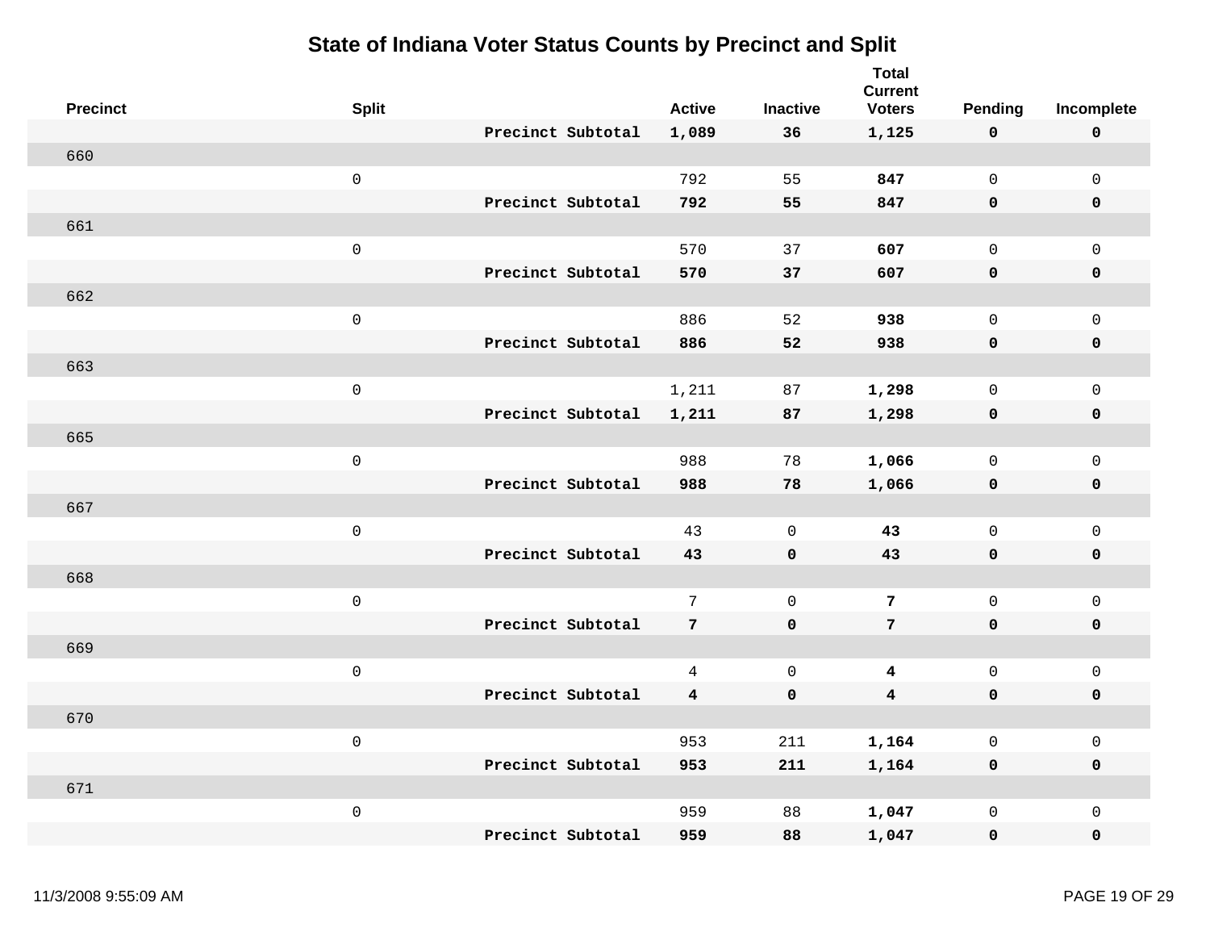# State of Indiana Voter Status Counts by Precinct and Split

| Precinct | Split | | Active | Inactive | Total Current Voters | Pending | Incomplete |
|---|---|---|---|---|---|---|---|
| | | **Precinct Subtotal** | **1,089** | **36** | **1,125** | **0** | **0** |
| 660 | | | | | | | |
| | 0 | | 792 | 55 | **847** | 0 | 0 |
| | | **Precinct Subtotal** | **792** | **55** | **847** | **0** | **0** |
| 661 | | | | | | | |
| | 0 | | 570 | 37 | **607** | 0 | 0 |
| | | **Precinct Subtotal** | **570** | **37** | **607** | **0** | **0** |
| 662 | | | | | | | |
| | 0 | | 886 | 52 | **938** | 0 | 0 |
| | | **Precinct Subtotal** | **886** | **52** | **938** | **0** | **0** |
| 663 | | | | | | | |
| | 0 | | 1,211 | 87 | **1,298** | 0 | 0 |
| | | **Precinct Subtotal** | **1,211** | **87** | **1,298** | **0** | **0** |
| 665 | | | | | | | |
| | 0 | | 988 | 78 | **1,066** | 0 | 0 |
| | | **Precinct Subtotal** | **988** | **78** | **1,066** | **0** | **0** |
| 667 | | | | | | | |
| | 0 | | 43 | 0 | **43** | 0 | 0 |
| | | **Precinct Subtotal** | **43** | **0** | **43** | **0** | **0** |
| 668 | | | | | | | |
| | 0 | | 7 | 0 | **7** | 0 | 0 |
| | | **Precinct Subtotal** | **7** | **0** | **7** | **0** | **0** |
| 669 | | | | | | | |
| | 0 | | 4 | 0 | **4** | 0 | 0 |
| | | **Precinct Subtotal** | **4** | **0** | **4** | **0** | **0** |
| 670 | | | | | | | |
| | 0 | | 953 | 211 | **1,164** | 0 | 0 |
| | | **Precinct Subtotal** | **953** | **211** | **1,164** | **0** | **0** |
| 671 | | | | | | | |
| | 0 | | 959 | 88 | **1,047** | 0 | 0 |
| | | **Precinct Subtotal** | **959** | **88** | **1,047** | **0** | **0** |

11/3/2008 9:55:09 AM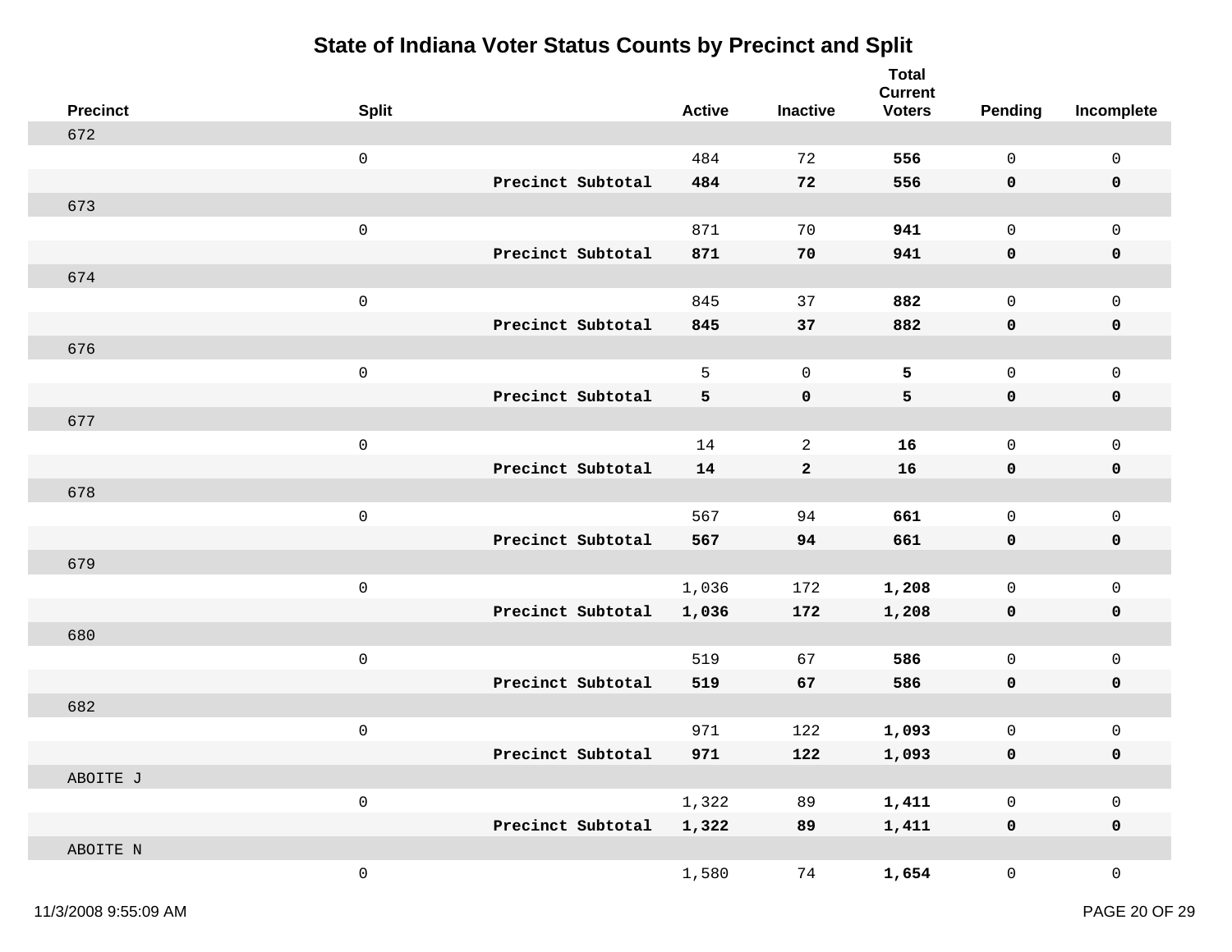# State of Indiana Voter Status Counts by Precinct and Split

| Precinct | Split | | Active | Inactive | Total Current Voters | Pending | Incomplete |
|---|---|---|---|---|---|---|---|
| 672 | | | | | | | |
| | 0 | | 484 | 72 | **556** | 0 | 0 |
| | | **Precinct Subtotal** | **484** | **72** | **556** | **0** | **0** |
| 673 | | | | | | | |
| | 0 | | 871 | 70 | **941** | 0 | 0 |
| | | **Precinct Subtotal** | **871** | **70** | **941** | **0** | **0** |
| 674 | | | | | | | |
| | 0 | | 845 | 37 | **882** | 0 | 0 |
| | | **Precinct Subtotal** | **845** | **37** | **882** | **0** | **0** |
| 676 | | | | | | | |
| | 0 | | 5 | 0 | **5** | 0 | 0 |
| | | **Precinct Subtotal** | **5** | **0** | **5** | **0** | **0** |
| 677 | | | | | | | |
| | 0 | | 14 | 2 | **16** | 0 | 0 |
| | | **Precinct Subtotal** | **14** | **2** | **16** | **0** | **0** |
| 678 | | | | | | | |
| | 0 | | 567 | 94 | **661** | 0 | 0 |
| | | **Precinct Subtotal** | **567** | **94** | **661** | **0** | **0** |
| 679 | | | | | | | |
| | 0 | | 1,036 | 172 | **1,208** | 0 | 0 |
| | | **Precinct Subtotal** | **1,036** | **172** | **1,208** | **0** | **0** |
| 680 | | | | | | | |
| | 0 | | 519 | 67 | **586** | 0 | 0 |
| | | **Precinct Subtotal** | **519** | **67** | **586** | **0** | **0** |
| 682 | | | | | | | |
| | 0 | | 971 | 122 | **1,093** | 0 | 0 |
| | | **Precinct Subtotal** | **971** | **122** | **1,093** | **0** | **0** |
| ABOITE J | | | | | | | |
| | 0 | | 1,322 | 89 | **1,411** | 0 | 0 |
| | | **Precinct Subtotal** | **1,322** | **89** | **1,411** | **0** | **0** |
| ABOITE N | | | | | | | |
| | 0 | | 1,580 | 74 | **1,654** | 0 | 0 |

11/3/2008 9:55:09 AM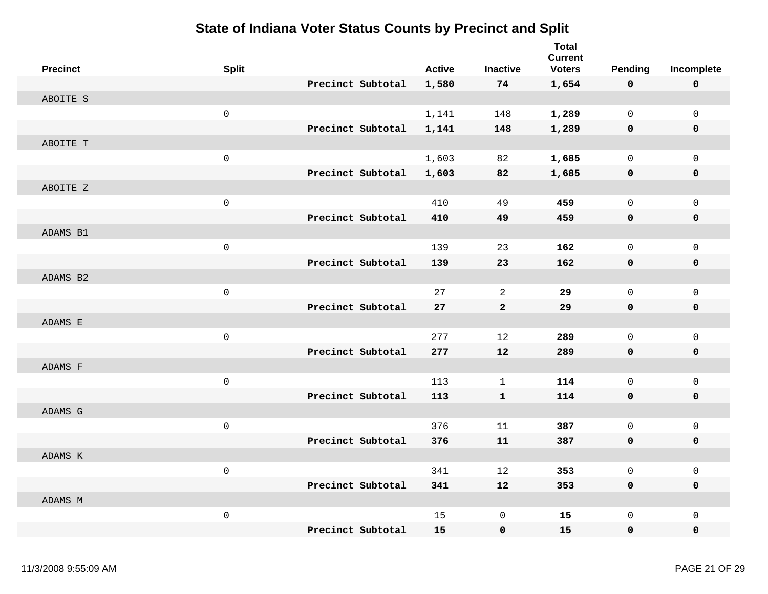# State of Indiana Voter Status Counts by Precinct and Split

| Precinct | Split | | Active | Inactive | Total Current Voters | Pending | Incomplete |
|---|---|---|---|---|---|---|---|
| | | **Precinct Subtotal** | **1,580** | **74** | **1,654** | **0** | **0** |
| ABOITE S | | | | | | | |
| | 0 | | 1,141 | 148 | **1,289** | 0 | 0 |
| | | **Precinct Subtotal** | **1,141** | **148** | **1,289** | **0** | **0** |
| ABOITE T | | | | | | | |
| | 0 | | 1,603 | 82 | **1,685** | 0 | 0 |
| | | **Precinct Subtotal** | **1,603** | **82** | **1,685** | **0** | **0** |
| ABOITE Z | | | | | | | |
| | 0 | | 410 | 49 | **459** | 0 | 0 |
| | | **Precinct Subtotal** | **410** | **49** | **459** | **0** | **0** |
| ADAMS B1 | | | | | | | |
| | 0 | | 139 | 23 | **162** | 0 | 0 |
| | | **Precinct Subtotal** | **139** | **23** | **162** | **0** | **0** |
| ADAMS B2 | | | | | | | |
| | 0 | | 27 | 2 | **29** | 0 | 0 |
| | | **Precinct Subtotal** | **27** | **2** | **29** | **0** | **0** |
| ADAMS E | | | | | | | |
| | 0 | | 277 | 12 | **289** | 0 | 0 |
| | | **Precinct Subtotal** | **277** | **12** | **289** | **0** | **0** |
| ADAMS F | | | | | | | |
| | 0 | | 113 | 1 | **114** | 0 | 0 |
| | | **Precinct Subtotal** | **113** | **1** | **114** | **0** | **0** |
| ADAMS G | | | | | | | |
| | 0 | | 376 | 11 | **387** | 0 | 0 |
| | | **Precinct Subtotal** | **376** | **11** | **387** | **0** | **0** |
| ADAMS K | | | | | | | |
| | 0 | | 341 | 12 | **353** | 0 | 0 |
| | | **Precinct Subtotal** | **341** | **12** | **353** | **0** | **0** |
| ADAMS M | | | | | | | |
| | 0 | | 15 | 0 | **15** | 0 | 0 |
| | | **Precinct Subtotal** | **15** | **0** | **15** | **0** | **0** |

11/3/2008 9:55:09 AM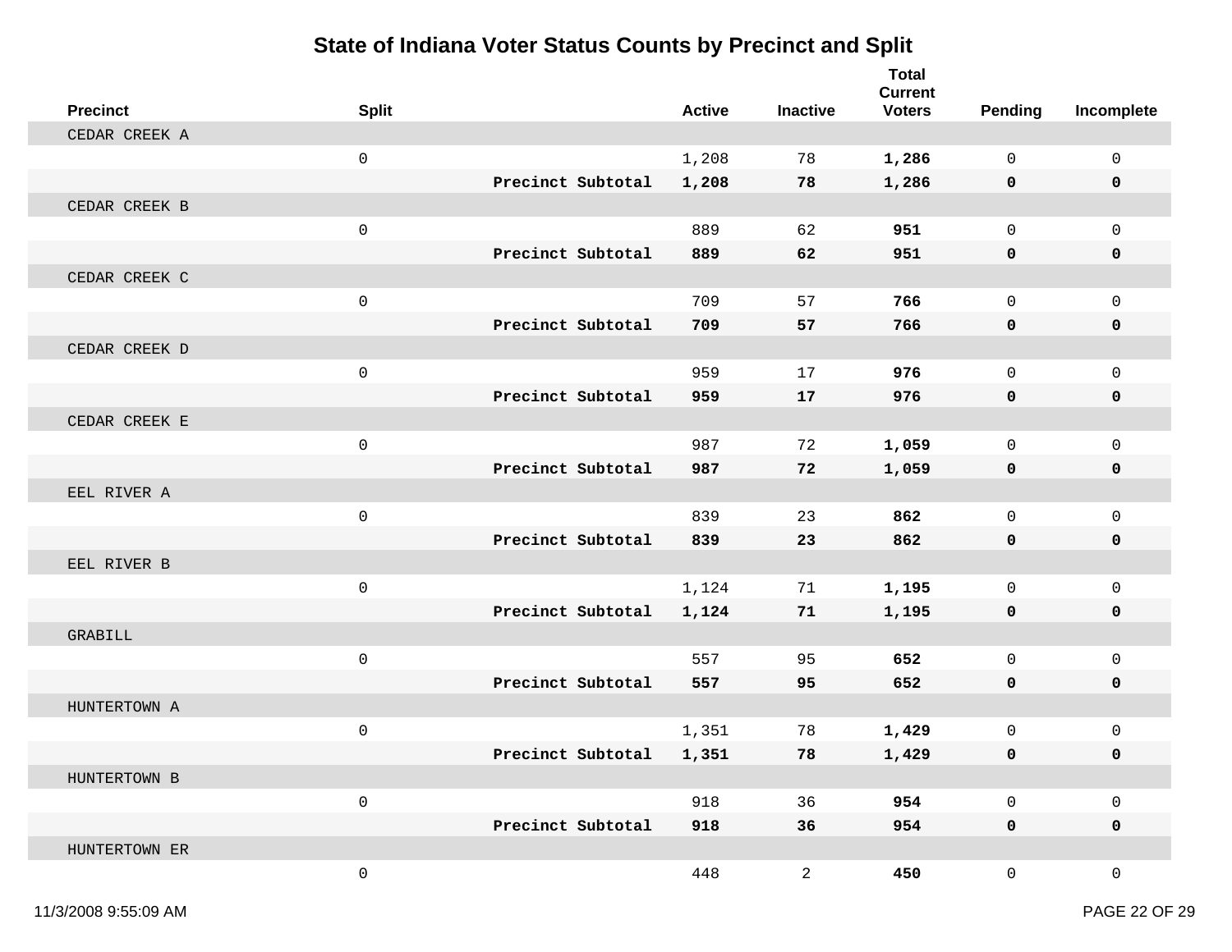# State of Indiana Voter Status Counts by Precinct and Split

| Precinct | Split | | Active | Inactive | Total Current Voters | Pending | Incomplete |
|---|---|---|---|---|---|---|---|
| CEDAR CREEK A | | | | | | | |
| | 0 | | 1,208 | 78 | **1,286** | 0 | 0 |
| | | **Precinct Subtotal** | **1,208** | **78** | **1,286** | **0** | **0** |
| CEDAR CREEK B | | | | | | | |
| | 0 | | 889 | 62 | **951** | 0 | 0 |
| | | **Precinct Subtotal** | **889** | **62** | **951** | **0** | **0** |
| CEDAR CREEK C | | | | | | | |
| | 0 | | 709 | 57 | **766** | 0 | 0 |
| | | **Precinct Subtotal** | **709** | **57** | **766** | **0** | **0** |
| CEDAR CREEK D | | | | | | | |
| | 0 | | 959 | 17 | **976** | 0 | 0 |
| | | **Precinct Subtotal** | **959** | **17** | **976** | **0** | **0** |
| CEDAR CREEK E | | | | | | | |
| | 0 | | 987 | 72 | **1,059** | 0 | 0 |
| | | **Precinct Subtotal** | **987** | **72** | **1,059** | **0** | **0** |
| EEL RIVER A | | | | | | | |
| | 0 | | 839 | 23 | **862** | 0 | 0 |
| | | **Precinct Subtotal** | **839** | **23** | **862** | **0** | **0** |
| EEL RIVER B | | | | | | | |
| | 0 | | 1,124 | 71 | **1,195** | 0 | 0 |
| | | **Precinct Subtotal** | **1,124** | **71** | **1,195** | **0** | **0** |
| GRABILL | | | | | | | |
| | 0 | | 557 | 95 | **652** | 0 | 0 |
| | | **Precinct Subtotal** | **557** | **95** | **652** | **0** | **0** |
| HUNTERTOWN A | | | | | | | |
| | 0 | | 1,351 | 78 | **1,429** | 0 | 0 |
| | | **Precinct Subtotal** | **1,351** | **78** | **1,429** | **0** | **0** |
| HUNTERTOWN B | | | | | | | |
| | 0 | | 918 | 36 | **954** | 0 | 0 |
| | | **Precinct Subtotal** | **918** | **36** | **954** | **0** | **0** |
| HUNTERTOWN ER | | | | | | | |
| | 0 | | 448 | 2 | **450** | 0 | 0 |

11/3/2008 9:55:09 AM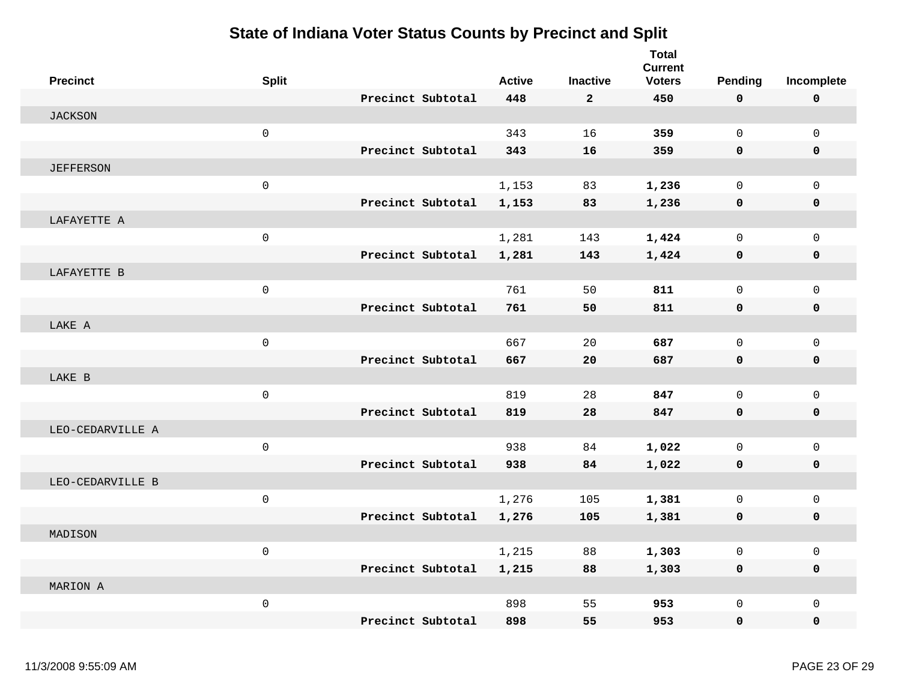# State of Indiana Voter Status Counts by Precinct and Split

| Precinct | Split | | Active | Inactive | Total Current Voters | Pending | Incomplete |
|---|---|---|---|---|---|---|---|
| | | **Precinct Subtotal** | **448** | **2** | **450** | **0** | **0** |
| JACKSON | | | | | | | |
| | 0 | | 343 | 16 | **359** | 0 | 0 |
| | | **Precinct Subtotal** | **343** | **16** | **359** | **0** | **0** |
| JEFFERSON | | | | | | | |
| | 0 | | 1,153 | 83 | **1,236** | 0 | 0 |
| | | **Precinct Subtotal** | **1,153** | **83** | **1,236** | **0** | **0** |
| LAFAYETTE A | | | | | | | |
| | 0 | | 1,281 | 143 | **1,424** | 0 | 0 |
| | | **Precinct Subtotal** | **1,281** | **143** | **1,424** | **0** | **0** |
| LAFAYETTE B | | | | | | | |
| | 0 | | 761 | 50 | **811** | 0 | 0 |
| | | **Precinct Subtotal** | **761** | **50** | **811** | **0** | **0** |
| LAKE A | | | | | | | |
| | 0 | | 667 | 20 | **687** | 0 | 0 |
| | | **Precinct Subtotal** | **667** | **20** | **687** | **0** | **0** |
| LAKE B | | | | | | | |
| | 0 | | 819 | 28 | **847** | 0 | 0 |
| | | **Precinct Subtotal** | **819** | **28** | **847** | **0** | **0** |
| LEO-CEDARVILLE A | | | | | | | |
| | 0 | | 938 | 84 | **1,022** | 0 | 0 |
| | | **Precinct Subtotal** | **938** | **84** | **1,022** | **0** | **0** |
| LEO-CEDARVILLE B | | | | | | | |
| | 0 | | 1,276 | 105 | **1,381** | 0 | 0 |
| | | **Precinct Subtotal** | **1,276** | **105** | **1,381** | **0** | **0** |
| MADISON | | | | | | | |
| | 0 | | 1,215 | 88 | **1,303** | 0 | 0 |
| | | **Precinct Subtotal** | **1,215** | **88** | **1,303** | **0** | **0** |
| MARION A | | | | | | | |
| | 0 | | 898 | 55 | **953** | 0 | 0 |
| | | **Precinct Subtotal** | **898** | **55** | **953** | **0** | **0** |

11/3/2008 9:55:09 AM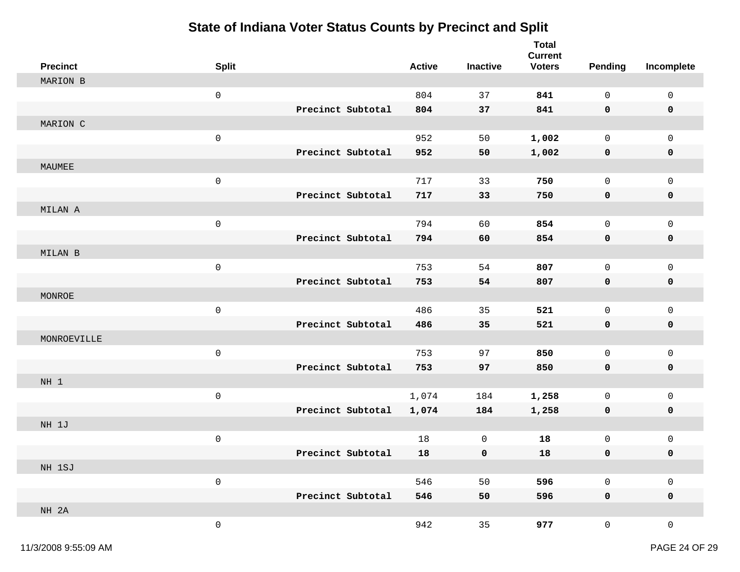# State of Indiana Voter Status Counts by Precinct and Split

| Precinct | Split | | Active | Inactive | Total Current Voters | Pending | Incomplete |
|---|---|---|---|---|---|---|---|
| MARION B | | | | | | | |
| | 0 | | 804 | 37 | **841** | 0 | 0 |
| | | **Precinct Subtotal** | **804** | **37** | **841** | **0** | **0** |
| MARION C | | | | | | | |
| | 0 | | 952 | 50 | **1,002** | 0 | 0 |
| | | **Precinct Subtotal** | **952** | **50** | **1,002** | **0** | **0** |
| MAUMEE | | | | | | | |
| | 0 | | 717 | 33 | **750** | 0 | 0 |
| | | **Precinct Subtotal** | **717** | **33** | **750** | **0** | **0** |
| MILAN A | | | | | | | |
| | 0 | | 794 | 60 | **854** | 0 | 0 |
| | | **Precinct Subtotal** | **794** | **60** | **854** | **0** | **0** |
| MILAN B | | | | | | | |
| | 0 | | 753 | 54 | **807** | 0 | 0 |
| | | **Precinct Subtotal** | **753** | **54** | **807** | **0** | **0** |
| MONROE | | | | | | | |
| | 0 | | 486 | 35 | **521** | 0 | 0 |
| | | **Precinct Subtotal** | **486** | **35** | **521** | **0** | **0** |
| MONROEVILLE | | | | | | | |
| | 0 | | 753 | 97 | **850** | 0 | 0 |
| | | **Precinct Subtotal** | **753** | **97** | **850** | **0** | **0** |
| NH 1 | | | | | | | |
| | 0 | | 1,074 | 184 | **1,258** | 0 | 0 |
| | | **Precinct Subtotal** | **1,074** | **184** | **1,258** | **0** | **0** |
| NH 1J | | | | | | | |
| | 0 | | 18 | 0 | **18** | 0 | 0 |
| | | **Precinct Subtotal** | **18** | **0** | **18** | **0** | **0** |
| NH 1SJ | | | | | | | |
| | 0 | | 546 | 50 | **596** | 0 | 0 |
| | | **Precinct Subtotal** | **546** | **50** | **596** | **0** | **0** |
| NH 2A | | | | | | | |
| | 0 | | 942 | 35 | **977** | 0 | 0 |

11/3/2008 9:55:09 AM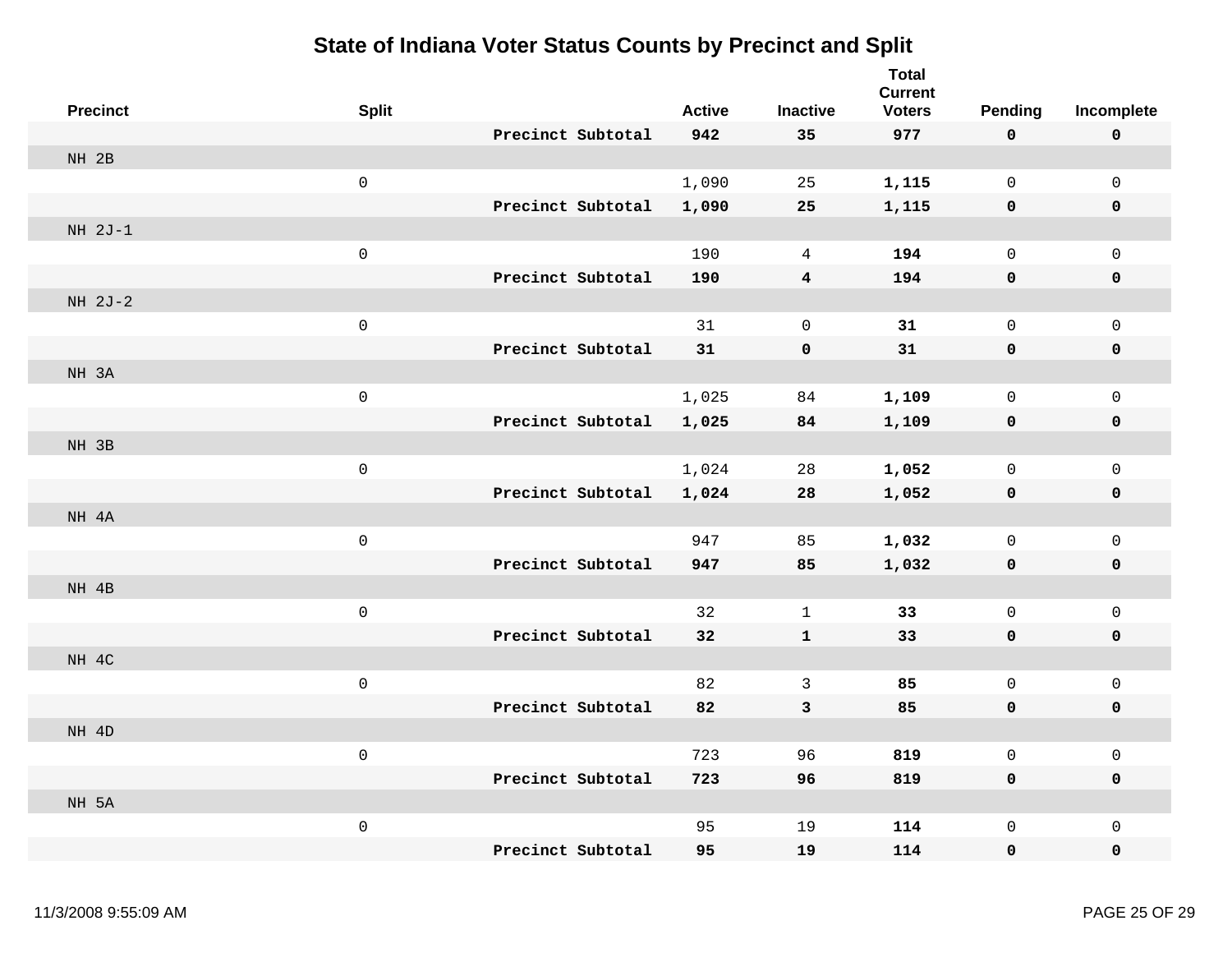# State of Indiana Voter Status Counts by Precinct and Split

| Precinct | Split | | Active | Inactive | Total Current Voters | Pending | Incomplete |
|---|---|---|---|---|---|---|---|
| | | **Precinct Subtotal** | **942** | **35** | **977** | **0** | **0** |
| NH 2B | | | | | | | |
| | 0 | | 1,090 | 25 | **1,115** | 0 | 0 |
| | | **Precinct Subtotal** | **1,090** | **25** | **1,115** | **0** | **0** |
| NH 2J-1 | | | | | | | |
| | 0 | | 190 | 4 | **194** | 0 | 0 |
| | | **Precinct Subtotal** | **190** | **4** | **194** | **0** | **0** |
| NH 2J-2 | | | | | | | |
| | 0 | | 31 | 0 | **31** | 0 | 0 |
| | | **Precinct Subtotal** | **31** | **0** | **31** | **0** | **0** |
| NH 3A | | | | | | | |
| | 0 | | 1,025 | 84 | **1,109** | 0 | 0 |
| | | **Precinct Subtotal** | **1,025** | **84** | **1,109** | **0** | **0** |
| NH 3B | | | | | | | |
| | 0 | | 1,024 | 28 | **1,052** | 0 | 0 |
| | | **Precinct Subtotal** | **1,024** | **28** | **1,052** | **0** | **0** |
| NH 4A | | | | | | | |
| | 0 | | 947 | 85 | **1,032** | 0 | 0 |
| | | **Precinct Subtotal** | **947** | **85** | **1,032** | **0** | **0** |
| NH 4B | | | | | | | |
| | 0 | | 32 | 1 | **33** | 0 | 0 |
| | | **Precinct Subtotal** | **32** | **1** | **33** | **0** | **0** |
| NH 4C | | | | | | | |
| | 0 | | 82 | 3 | **85** | 0 | 0 |
| | | **Precinct Subtotal** | **82** | **3** | **85** | **0** | **0** |
| NH 4D | | | | | | | |
| | 0 | | 723 | 96 | **819** | 0 | 0 |
| | | **Precinct Subtotal** | **723** | **96** | **819** | **0** | **0** |
| NH 5A | | | | | | | |
| | 0 | | 95 | 19 | **114** | 0 | 0 |
| | | **Precinct Subtotal** | **95** | **19** | **114** | **0** | **0** |

11/3/2008 9:55:09 AM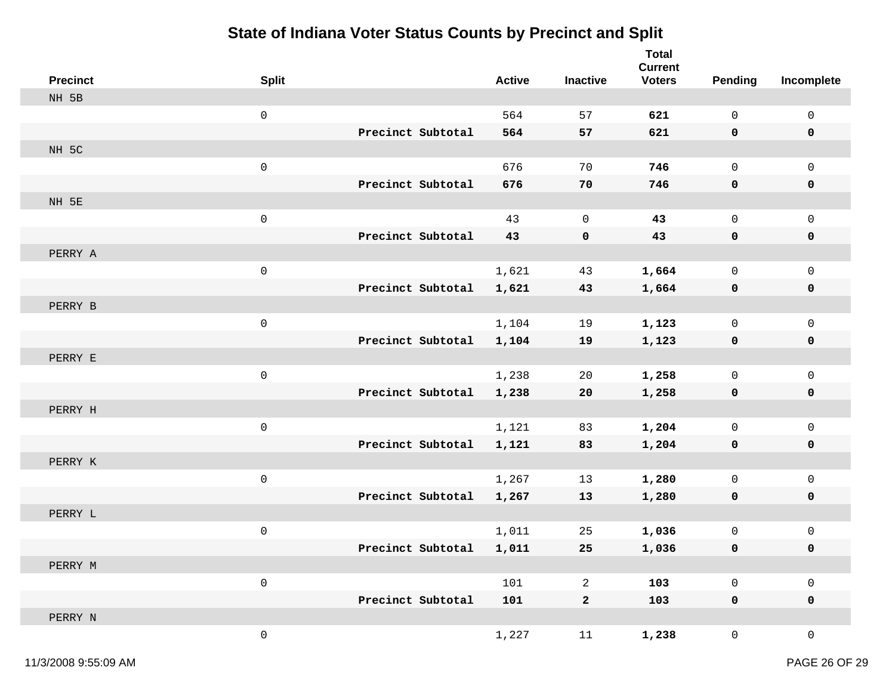# State of Indiana Voter Status Counts by Precinct and Split

| Precinct | Split | | Active | Inactive | Total Current Voters | Pending | Incomplete |
|---|---|---|---|---|---|---|---|
| NH 5B | | | | | | | |
| | 0 | | 564 | 57 | **621** | 0 | 0 |
| | | **Precinct Subtotal** | **564** | **57** | **621** | **0** | **0** |
| NH 5C | | | | | | | |
| | 0 | | 676 | 70 | **746** | 0 | 0 |
| | | **Precinct Subtotal** | **676** | **70** | **746** | **0** | **0** |
| NH 5E | | | | | | | |
| | 0 | | 43 | 0 | **43** | 0 | 0 |
| | | **Precinct Subtotal** | **43** | **0** | **43** | **0** | **0** |
| PERRY A | | | | | | | |
| | 0 | | 1,621 | 43 | **1,664** | 0 | 0 |
| | | **Precinct Subtotal** | **1,621** | **43** | **1,664** | **0** | **0** |
| PERRY B | | | | | | | |
| | 0 | | 1,104 | 19 | **1,123** | 0 | 0 |
| | | **Precinct Subtotal** | **1,104** | **19** | **1,123** | **0** | **0** |
| PERRY E | | | | | | | |
| | 0 | | 1,238 | 20 | **1,258** | 0 | 0 |
| | | **Precinct Subtotal** | **1,238** | **20** | **1,258** | **0** | **0** |
| PERRY H | | | | | | | |
| | 0 | | 1,121 | 83 | **1,204** | 0 | 0 |
| | | **Precinct Subtotal** | **1,121** | **83** | **1,204** | **0** | **0** |
| PERRY K | | | | | | | |
| | 0 | | 1,267 | 13 | **1,280** | 0 | 0 |
| | | **Precinct Subtotal** | **1,267** | **13** | **1,280** | **0** | **0** |
| PERRY L | | | | | | | |
| | 0 | | 1,011 | 25 | **1,036** | 0 | 0 |
| | | **Precinct Subtotal** | **1,011** | **25** | **1,036** | **0** | **0** |
| PERRY M | | | | | | | |
| | 0 | | 101 | 2 | **103** | 0 | 0 |
| | | **Precinct Subtotal** | **101** | **2** | **103** | **0** | **0** |
| PERRY N | | | | | | | |
| | 0 | | 1,227 | 11 | **1,238** | 0 | 0 |

11/3/2008 9:55:09 AM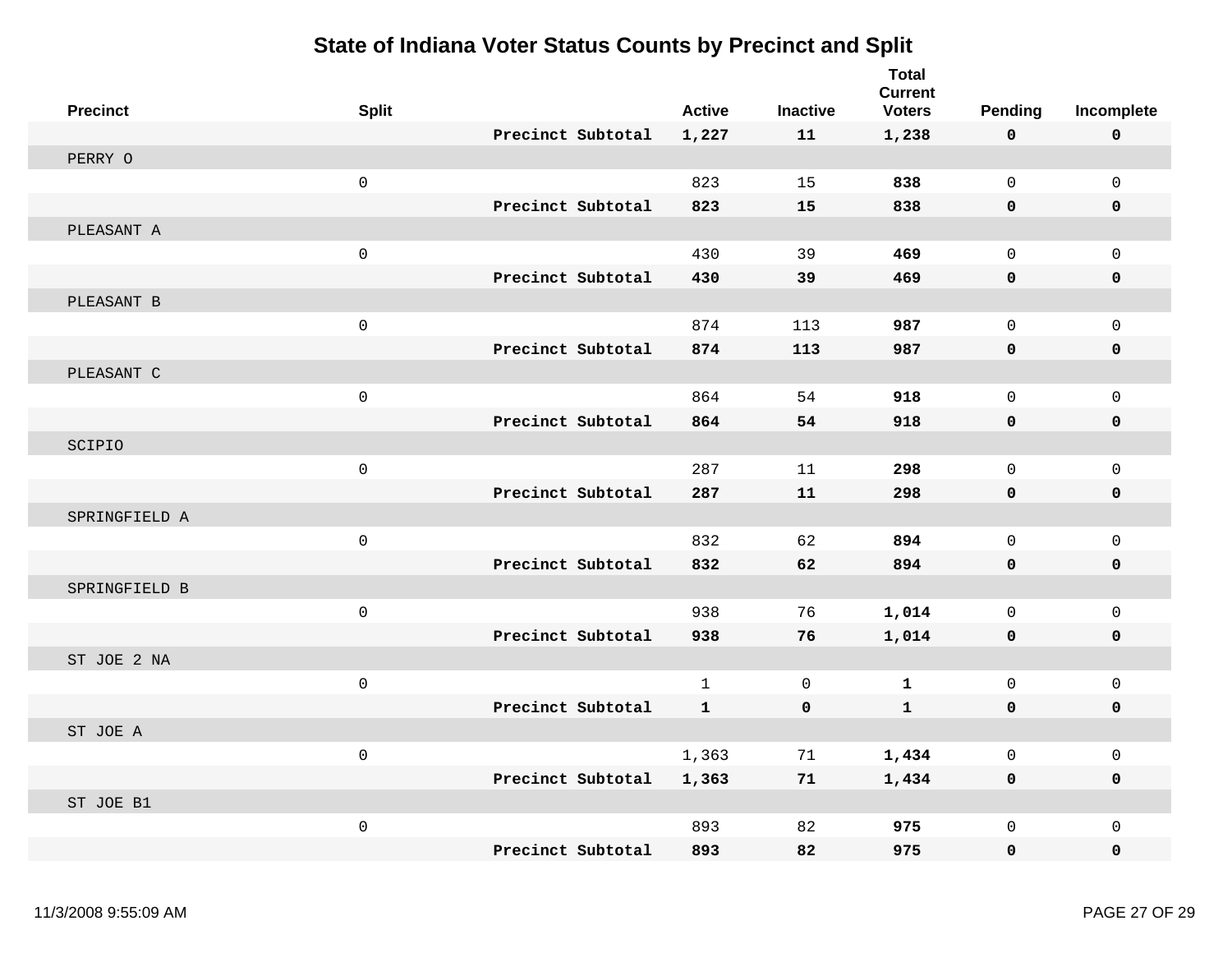# State of Indiana Voter Status Counts by Precinct and Split

| Precinct | Split | | Active | Inactive | Total Current Voters | Pending | Incomplete |
|---|---|---|---|---|---|---|---|
| | | **Precinct Subtotal** | **1,227** | **11** | **1,238** | **0** | **0** |
| PERRY O | | | | | | | |
| | 0 | | 823 | 15 | **838** | 0 | 0 |
| | | **Precinct Subtotal** | **823** | **15** | **838** | **0** | **0** |
| PLEASANT A | | | | | | | |
| | 0 | | 430 | 39 | **469** | 0 | 0 |
| | | **Precinct Subtotal** | **430** | **39** | **469** | **0** | **0** |
| PLEASANT B | | | | | | | |
| | 0 | | 874 | 113 | **987** | 0 | 0 |
| | | **Precinct Subtotal** | **874** | **113** | **987** | **0** | **0** |
| PLEASANT C | | | | | | | |
| | 0 | | 864 | 54 | **918** | 0 | 0 |
| | | **Precinct Subtotal** | **864** | **54** | **918** | **0** | **0** |
| SCIPIO | | | | | | | |
| | 0 | | 287 | 11 | **298** | 0 | 0 |
| | | **Precinct Subtotal** | **287** | **11** | **298** | **0** | **0** |
| SPRINGFIELD A | | | | | | | |
| | 0 | | 832 | 62 | **894** | 0 | 0 |
| | | **Precinct Subtotal** | **832** | **62** | **894** | **0** | **0** |
| SPRINGFIELD B | | | | | | | |
| | 0 | | 938 | 76 | **1,014** | 0 | 0 |
| | | **Precinct Subtotal** | **938** | **76** | **1,014** | **0** | **0** |
| ST JOE 2 NA | | | | | | | |
| | 0 | | 1 | 0 | **1** | 0 | 0 |
| | | **Precinct Subtotal** | **1** | **0** | **1** | **0** | **0** |
| ST JOE A | | | | | | | |
| | 0 | | 1,363 | 71 | **1,434** | 0 | 0 |
| | | **Precinct Subtotal** | **1,363** | **71** | **1,434** | **0** | **0** |
| ST JOE B1 | | | | | | | |
| | 0 | | 893 | 82 | **975** | 0 | 0 |
| | | **Precinct Subtotal** | **893** | **82** | **975** | **0** | **0** |

11/3/2008 9:55:09 AM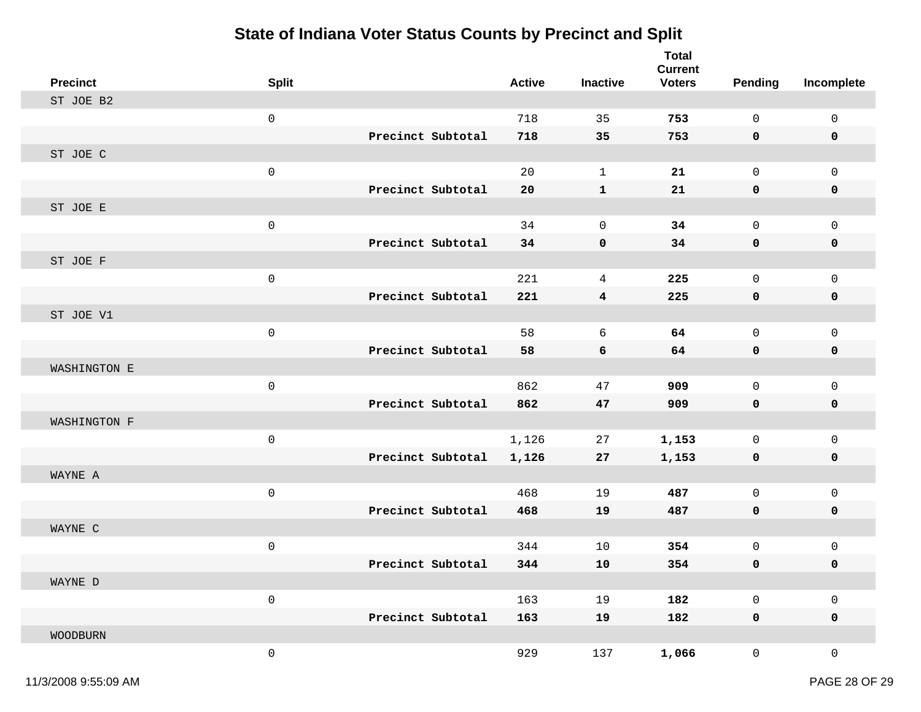# State of Indiana Voter Status Counts by Precinct and Split

| Precinct | Split | | Active | Inactive | Total Current Voters | Pending | Incomplete |
|---|---|---|---|---|---|---|---|
| ST JOE B2 | | | | | | | |
| | 0 | | 718 | 35 | **753** | 0 | 0 |
| | | **Precinct Subtotal** | **718** | **35** | **753** | **0** | **0** |
| ST JOE C | | | | | | | |
| | 0 | | 20 | 1 | **21** | 0 | 0 |
| | | **Precinct Subtotal** | **20** | **1** | **21** | **0** | **0** |
| ST JOE E | | | | | | | |
| | 0 | | 34 | 0 | **34** | 0 | 0 |
| | | **Precinct Subtotal** | **34** | **0** | **34** | **0** | **0** |
| ST JOE F | | | | | | | |
| | 0 | | 221 | 4 | **225** | 0 | 0 |
| | | **Precinct Subtotal** | **221** | **4** | **225** | **0** | **0** |
| ST JOE V1 | | | | | | | |
| | 0 | | 58 | 6 | **64** | 0 | 0 |
| | | **Precinct Subtotal** | **58** | **6** | **64** | **0** | **0** |
| WASHINGTON E | | | | | | | |
| | 0 | | 862 | 47 | **909** | 0 | 0 |
| | | **Precinct Subtotal** | **862** | **47** | **909** | **0** | **0** |
| WASHINGTON F | | | | | | | |
| | 0 | | 1,126 | 27 | **1,153** | 0 | 0 |
| | | **Precinct Subtotal** | **1,126** | **27** | **1,153** | **0** | **0** |
| WAYNE A | | | | | | | |
| | 0 | | 468 | 19 | **487** | 0 | 0 |
| | | **Precinct Subtotal** | **468** | **19** | **487** | **0** | **0** |
| WAYNE C | | | | | | | |
| | 0 | | 344 | 10 | **354** | 0 | 0 |
| | | **Precinct Subtotal** | **344** | **10** | **354** | **0** | **0** |
| WAYNE D | | | | | | | |
| | 0 | | 163 | 19 | **182** | 0 | 0 |
| | | **Precinct Subtotal** | **163** | **19** | **182** | **0** | **0** |
| WOODBURN | | | | | | | |
| | 0 | | 929 | 137 | **1,066** | 0 | 0 |

11/3/2008 9:55:09 AM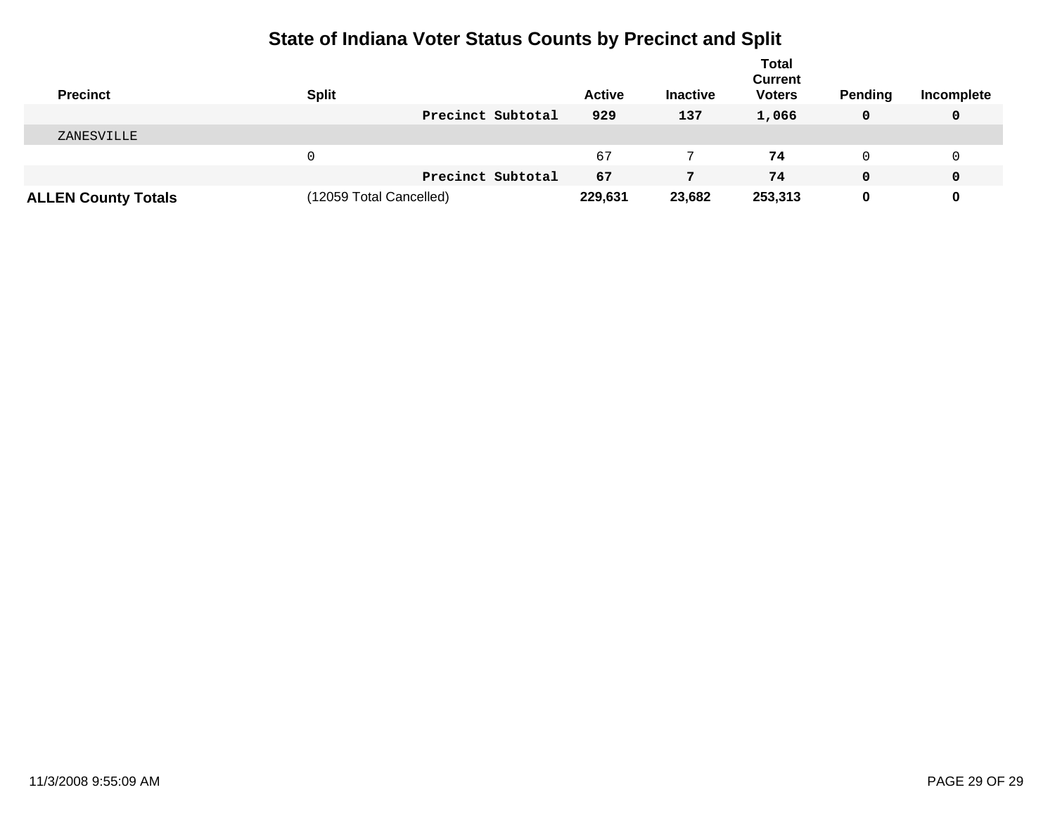# State of Indiana Voter Status Counts by Precinct and Split

| Precinct | Split | Active | Inactive | Total Current Voters | Pending | Incomplete |
|---|---|---|---|---|---|---|
| | **Precinct Subtotal** | **929** | **137** | **1,066** | **0** | **0** |
| ZANESVILLE | | | | | | |
| | 0 | 67 | 7 | **74** | 0 | 0 |
| | **Precinct Subtotal** | **67** | **7** | **74** | **0** | **0** |
| **ALLEN County Totals** | (12059 Total Cancelled) | **229,631** | **23,682** | **253,313** | **0** | **0** |

11/3/2008 9:55:09 AM